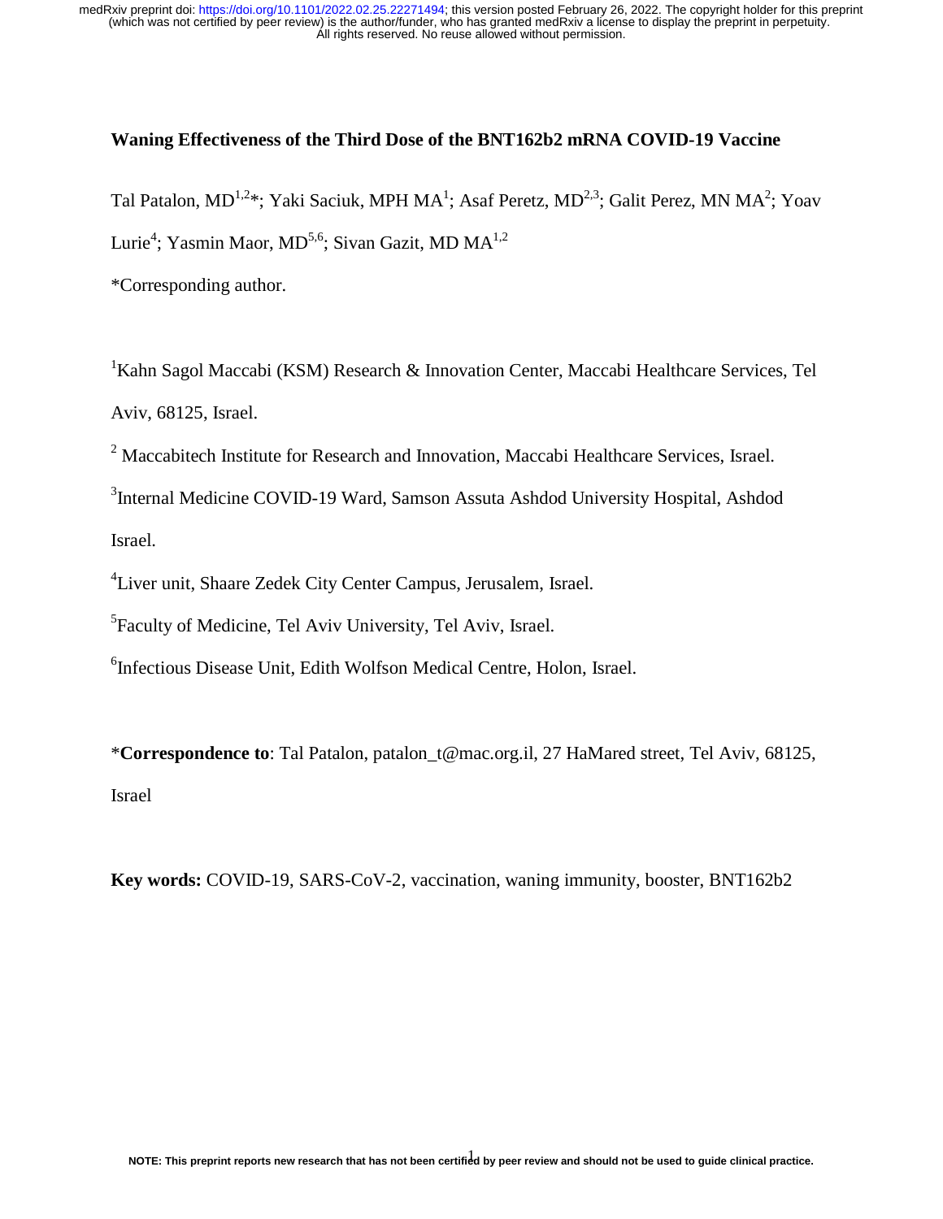# Waning Effectiveness of the Third Dose of the BNT162b2 mRNA COVID-19 Vaccine

Tal Patalon, MD[1,2]*; Yaki Saciuk, MPH MA[1]; Asaf Peretz, MD[2,3]; Galit Perez, MN MA[2]; Yoav Lurie[4]; Yasmin Maor, MD[5,6]; Sivan Gazit, MD MA[1,2]

*Corresponding author.

[1]Kahn Sagol Maccabi (KSM) Research & Innovation Center, Maccabi Healthcare Services, Tel Aviv, 68125, Israel.

[2] Maccabitech Institute for Research and Innovation, Maccabi Healthcare Services, Israel.

[3]Internal Medicine COVID-19 Ward, Samson Assuta Ashdod University Hospital, Ashdod Israel.

[4]Liver unit, Shaare Zedek City Center Campus, Jerusalem, Israel.

[5]Faculty of Medicine, Tel Aviv University, Tel Aviv, Israel.

[6]Infectious Disease Unit, Edith Wolfson Medical Centre, Holon, Israel.

***Correspondence to**: Tal Patalon, patalon_t@mac.org.il, 27 HaMared street, Tel Aviv, 68125, Israel

**Key words:** COVID-19, SARS-CoV-2, vaccination, waning immunity, booster, BNT162b2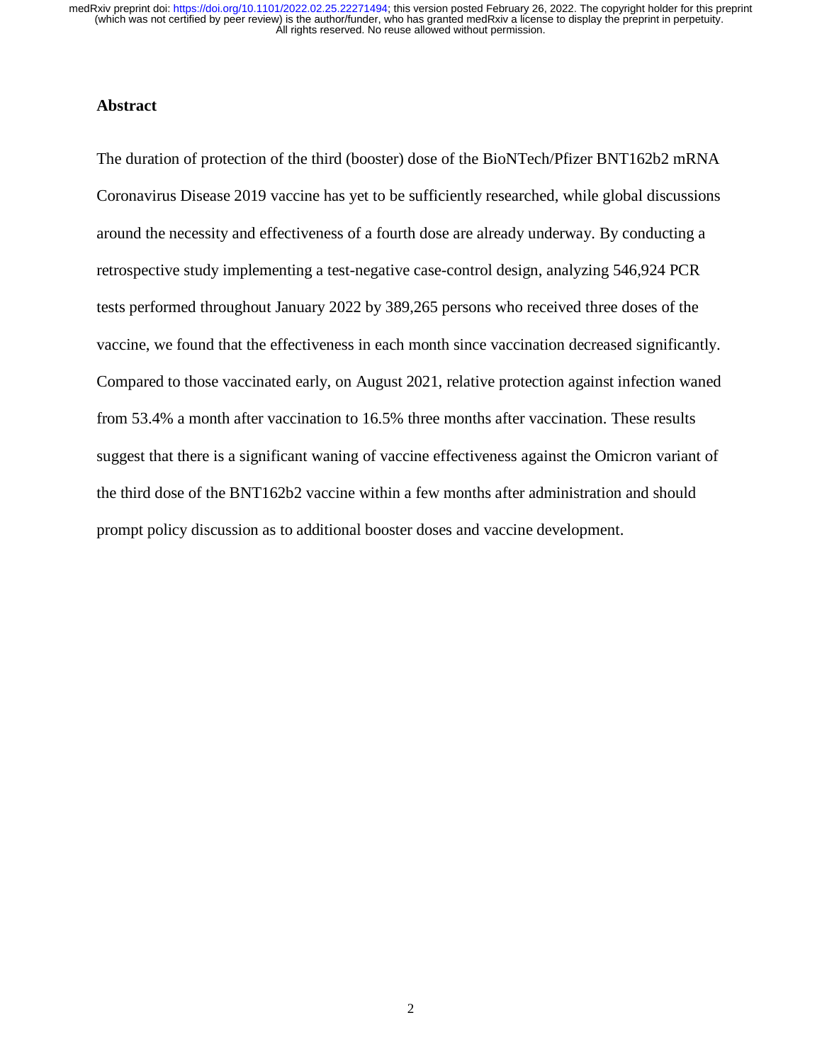## Abstract

The duration of protection of the third (booster) dose of the BioNTech/Pfizer BNT162b2 mRNA Coronavirus Disease 2019 vaccine has yet to be sufficiently researched, while global discussions around the necessity and effectiveness of a fourth dose are already underway. By conducting a retrospective study implementing a test-negative case-control design, analyzing 546,924 PCR tests performed throughout January 2022 by 389,265 persons who received three doses of the vaccine, we found that the effectiveness in each month since vaccination decreased significantly. Compared to those vaccinated early, on August 2021, relative protection against infection waned from 53.4% a month after vaccination to 16.5% three months after vaccination. These results suggest that there is a significant waning of vaccine effectiveness against the Omicron variant of the third dose of the BNT162b2 vaccine within a few months after administration and should prompt policy discussion as to additional booster doses and vaccine development.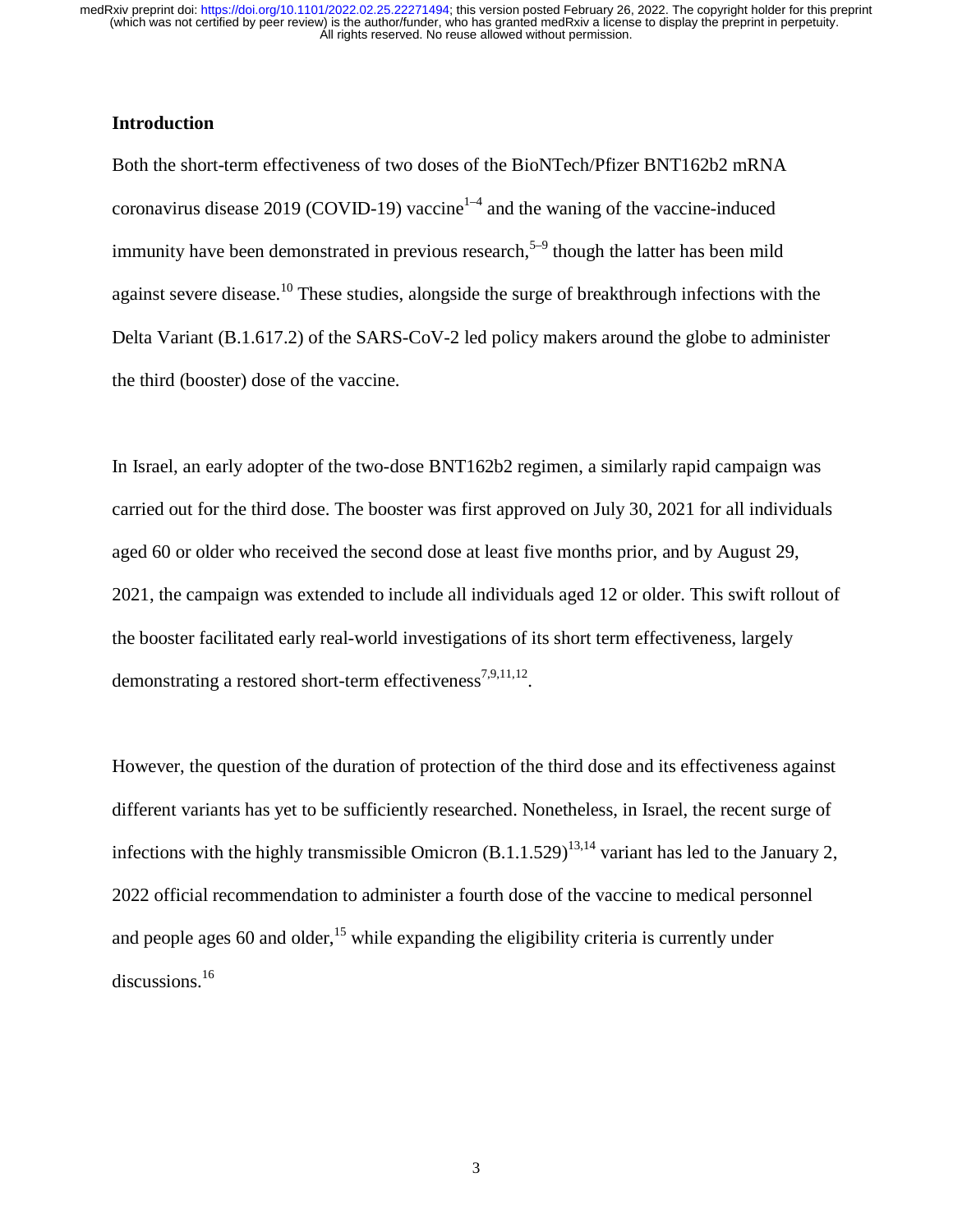## Introduction

Both the short-term effectiveness of two doses of the BioNTech/Pfizer BNT162b2 mRNA coronavirus disease 2019 (COVID-19) vaccine[1–4] and the waning of the vaccine-induced immunity have been demonstrated in previous research,[5–9] though the latter has been mild against severe disease.[10] These studies, alongside the surge of breakthrough infections with the Delta Variant (B.1.617.2) of the SARS-CoV-2 led policy makers around the globe to administer the third (booster) dose of the vaccine.

In Israel, an early adopter of the two-dose BNT162b2 regimen, a similarly rapid campaign was carried out for the third dose. The booster was first approved on July 30, 2021 for all individuals aged 60 or older who received the second dose at least five months prior, and by August 29, 2021, the campaign was extended to include all individuals aged 12 or older. This swift rollout of the booster facilitated early real-world investigations of its short term effectiveness, largely demonstrating a restored short-term effectiveness[7,9,11,12].

However, the question of the duration of protection of the third dose and its effectiveness against different variants has yet to be sufficiently researched. Nonetheless, in Israel, the recent surge of infections with the highly transmissible Omicron (B.1.1.529)[13,14] variant has led to the January 2, 2022 official recommendation to administer a fourth dose of the vaccine to medical personnel and people ages 60 and older,[15] while expanding the eligibility criteria is currently under discussions.[16]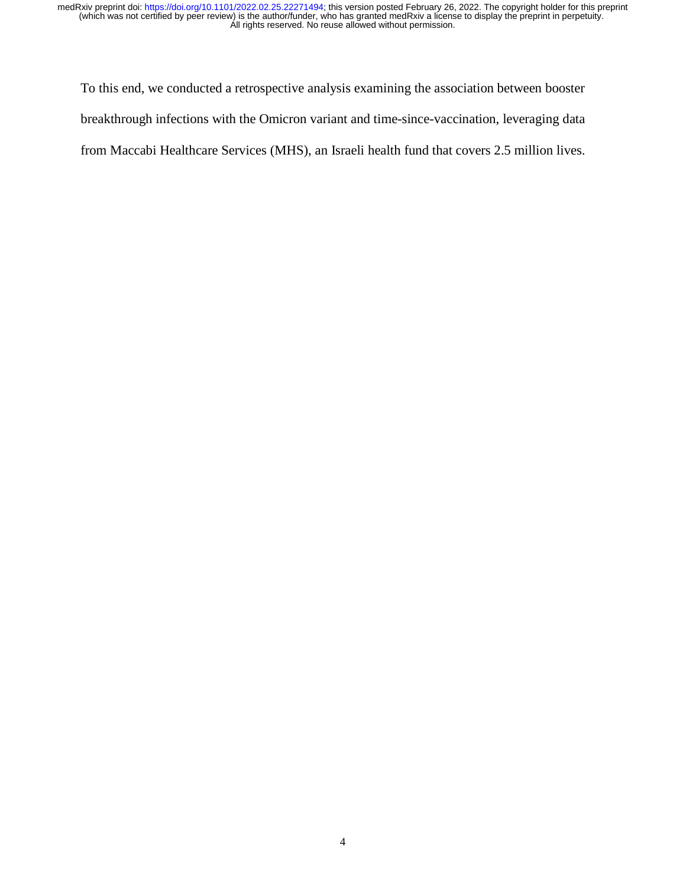To this end, we conducted a retrospective analysis examining the association between booster breakthrough infections with the Omicron variant and time-since-vaccination, leveraging data from Maccabi Healthcare Services (MHS), an Israeli health fund that covers 2.5 million lives.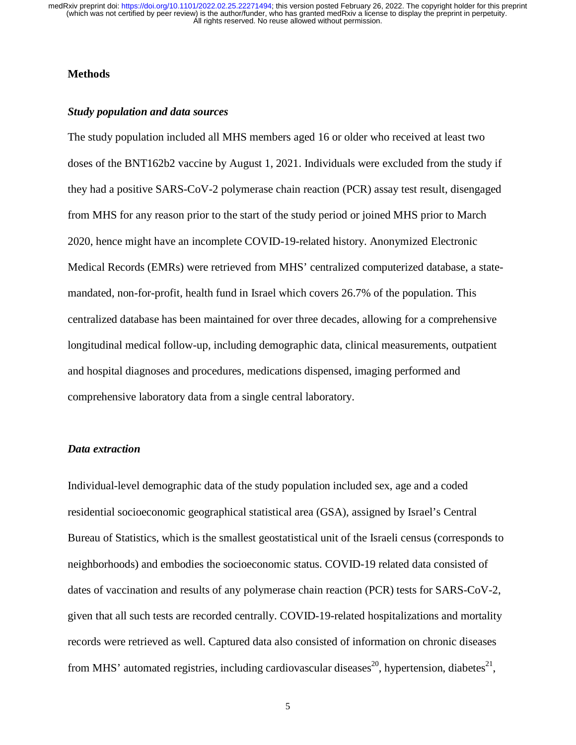## Methods

### *Study population and data sources*

The study population included all MHS members aged 16 or older who received at least two doses of the BNT162b2 vaccine by August 1, 2021. Individuals were excluded from the study if they had a positive SARS-CoV-2 polymerase chain reaction (PCR) assay test result, disengaged from MHS for any reason prior to the start of the study period or joined MHS prior to March 2020, hence might have an incomplete COVID-19-related history. Anonymized Electronic Medical Records (EMRs) were retrieved from MHS' centralized computerized database, a state-mandated, non-for-profit, health fund in Israel which covers 26.7% of the population. This centralized database has been maintained for over three decades, allowing for a comprehensive longitudinal medical follow-up, including demographic data, clinical measurements, outpatient and hospital diagnoses and procedures, medications dispensed, imaging performed and comprehensive laboratory data from a single central laboratory.

### *Data extraction*

Individual-level demographic data of the study population included sex, age and a coded residential socioeconomic geographical statistical area (GSA), assigned by Israel's Central Bureau of Statistics, which is the smallest geostatistical unit of the Israeli census (corresponds to neighborhoods) and embodies the socioeconomic status. COVID-19 related data consisted of dates of vaccination and results of any polymerase chain reaction (PCR) tests for SARS-CoV-2, given that all such tests are recorded centrally. COVID-19-related hospitalizations and mortality records were retrieved as well. Captured data also consisted of information on chronic diseases from MHS' automated registries, including cardiovascular diseases[20], hypertension, diabetes[21],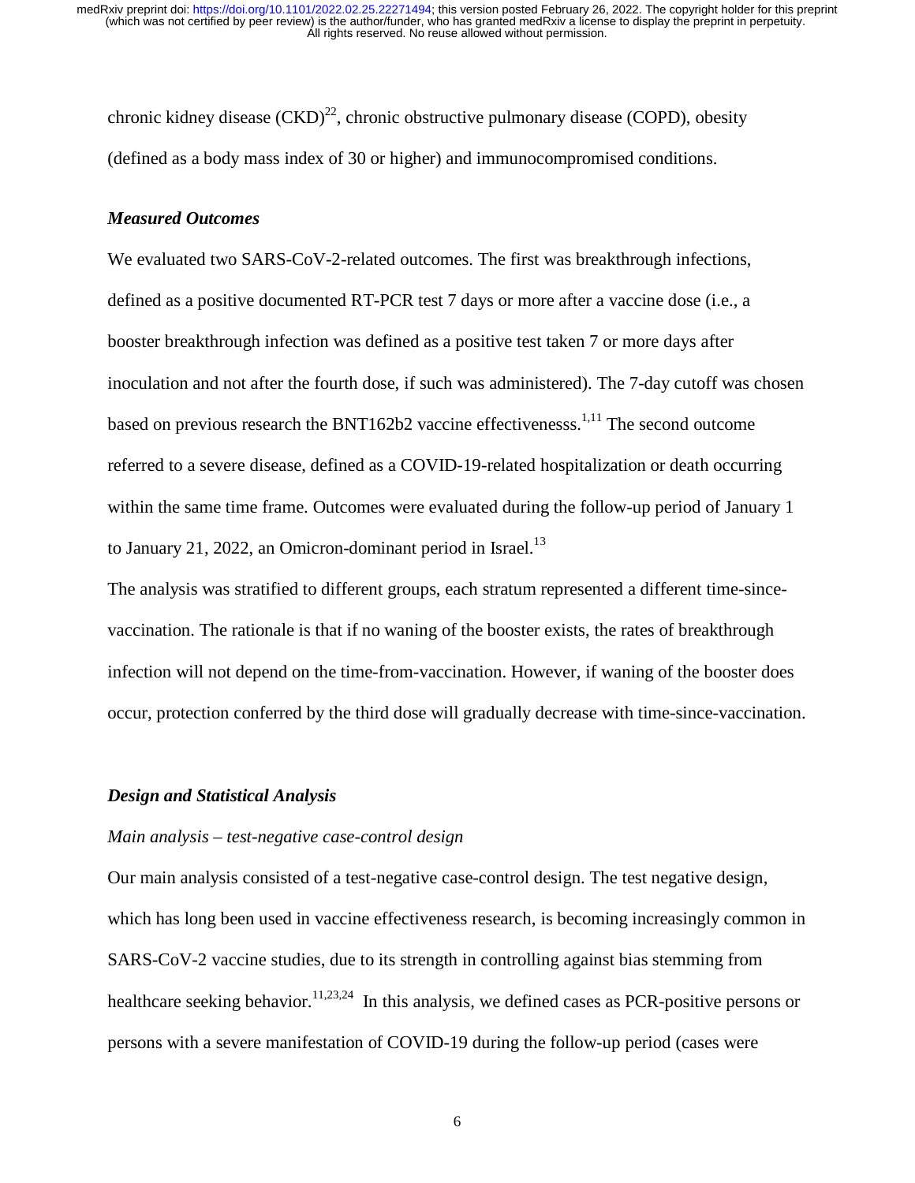chronic kidney disease (CKD)[22], chronic obstructive pulmonary disease (COPD), obesity (defined as a body mass index of 30 or higher) and immunocompromised conditions.

### *Measured Outcomes*

We evaluated two SARS-CoV-2-related outcomes. The first was breakthrough infections, defined as a positive documented RT-PCR test 7 days or more after a vaccine dose (i.e., a booster breakthrough infection was defined as a positive test taken 7 or more days after inoculation and not after the fourth dose, if such was administered). The 7-day cutoff was chosen based on previous research the BNT162b2 vaccine effectivenesss.[1,11] The second outcome referred to a severe disease, defined as a COVID-19-related hospitalization or death occurring within the same time frame. Outcomes were evaluated during the follow-up period of January 1 to January 21, 2022, an Omicron-dominant period in Israel.[13]

The analysis was stratified to different groups, each stratum represented a different time-since-vaccination. The rationale is that if no waning of the booster exists, the rates of breakthrough infection will not depend on the time-from-vaccination. However, if waning of the booster does occur, protection conferred by the third dose will gradually decrease with time-since-vaccination.

### *Design and Statistical Analysis*

#### *Main analysis – test-negative case-control design*

Our main analysis consisted of a test-negative case-control design. The test negative design, which has long been used in vaccine effectiveness research, is becoming increasingly common in SARS-CoV-2 vaccine studies, due to its strength in controlling against bias stemming from healthcare seeking behavior.[11,23,24] In this analysis, we defined cases as PCR-positive persons or persons with a severe manifestation of COVID-19 during the follow-up period (cases were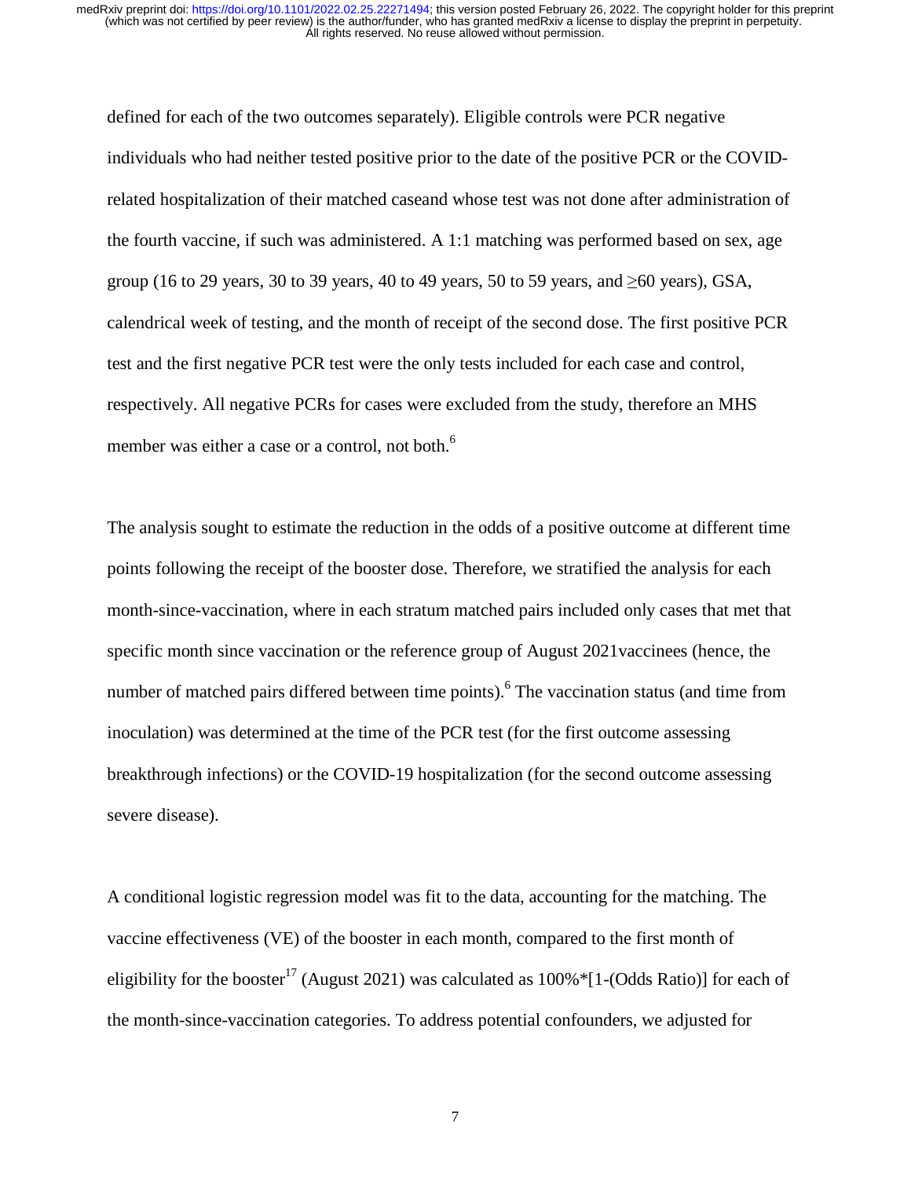defined for each of the two outcomes separately). Eligible controls were PCR negative individuals who had neither tested positive prior to the date of the positive PCR or the COVID-related hospitalization of their matched caseand whose test was not done after administration of the fourth vaccine, if such was administered. A 1:1 matching was performed based on sex, age group (16 to 29 years, 30 to 39 years, 40 to 49 years, 50 to 59 years, and ≥60 years), GSA, calendrical week of testing, and the month of receipt of the second dose. The first positive PCR test and the first negative PCR test were the only tests included for each case and control, respectively. All negative PCRs for cases were excluded from the study, therefore an MHS member was either a case or a control, not both.[6]

The analysis sought to estimate the reduction in the odds of a positive outcome at different time points following the receipt of the booster dose. Therefore, we stratified the analysis for each month-since-vaccination, where in each stratum matched pairs included only cases that met that specific month since vaccination or the reference group of August 2021vaccinees (hence, the number of matched pairs differed between time points).[6] The vaccination status (and time from inoculation) was determined at the time of the PCR test (for the first outcome assessing breakthrough infections) or the COVID-19 hospitalization (for the second outcome assessing severe disease).

A conditional logistic regression model was fit to the data, accounting for the matching. The vaccine effectiveness (VE) of the booster in each month, compared to the first month of eligibility for the booster[17] (August 2021) was calculated as 100%*[1-(Odds Ratio)] for each of the month-since-vaccination categories. To address potential confounders, we adjusted for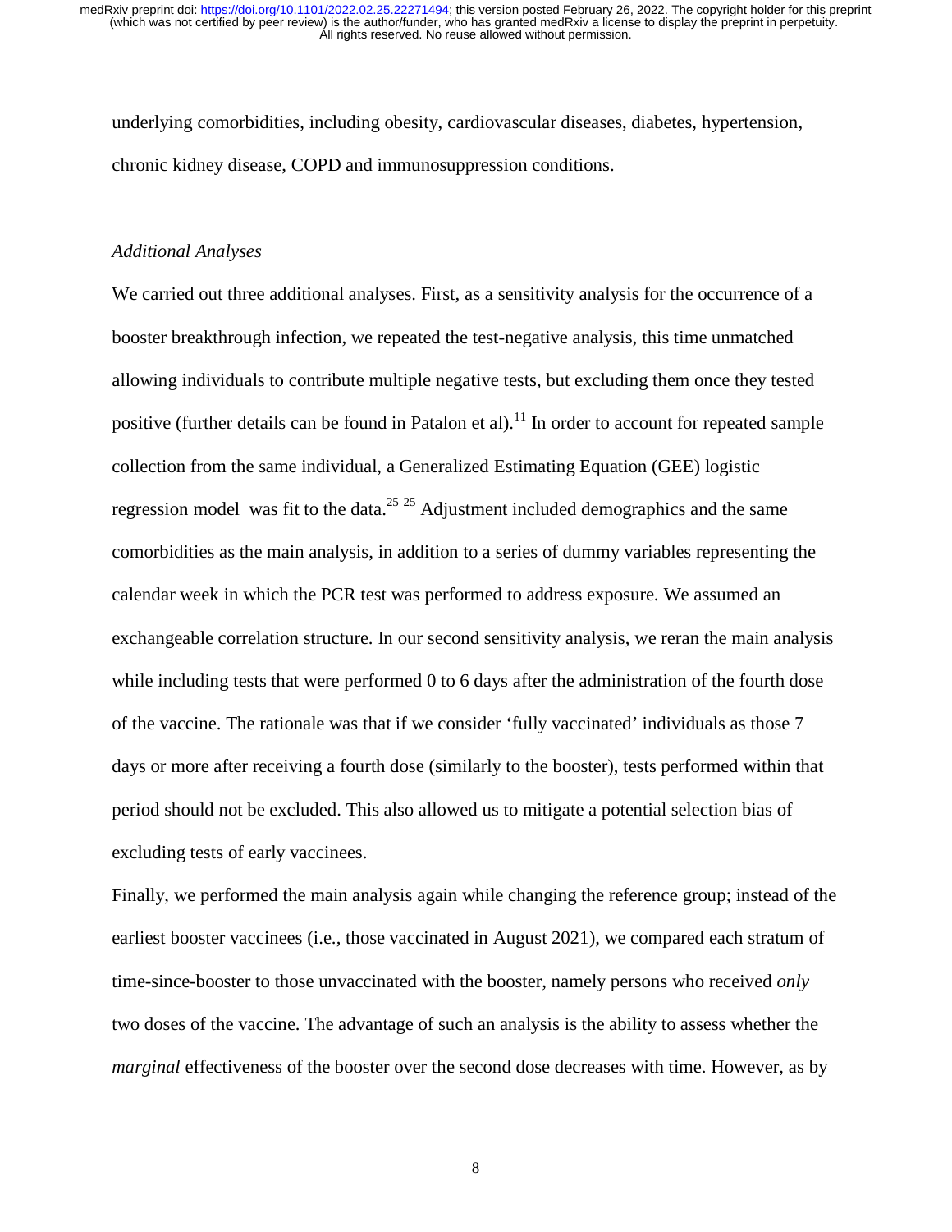underlying comorbidities, including obesity, cardiovascular diseases, diabetes, hypertension, chronic kidney disease, COPD and immunosuppression conditions.

*Additional Analyses*

We carried out three additional analyses. First, as a sensitivity analysis for the occurrence of a booster breakthrough infection, we repeated the test-negative analysis, this time unmatched allowing individuals to contribute multiple negative tests, but excluding them once they tested positive (further details can be found in Patalon et al).[11] In order to account for repeated sample collection from the same individual, a Generalized Estimating Equation (GEE) logistic regression model was fit to the data.[25 25] Adjustment included demographics and the same comorbidities as the main analysis, in addition to a series of dummy variables representing the calendar week in which the PCR test was performed to address exposure. We assumed an exchangeable correlation structure. In our second sensitivity analysis, we reran the main analysis while including tests that were performed 0 to 6 days after the administration of the fourth dose of the vaccine. The rationale was that if we consider 'fully vaccinated' individuals as those 7 days or more after receiving a fourth dose (similarly to the booster), tests performed within that period should not be excluded. This also allowed us to mitigate a potential selection bias of excluding tests of early vaccinees.

Finally, we performed the main analysis again while changing the reference group; instead of the earliest booster vaccinees (i.e., those vaccinated in August 2021), we compared each stratum of time-since-booster to those unvaccinated with the booster, namely persons who received *only* two doses of the vaccine. The advantage of such an analysis is the ability to assess whether the *marginal* effectiveness of the booster over the second dose decreases with time. However, as by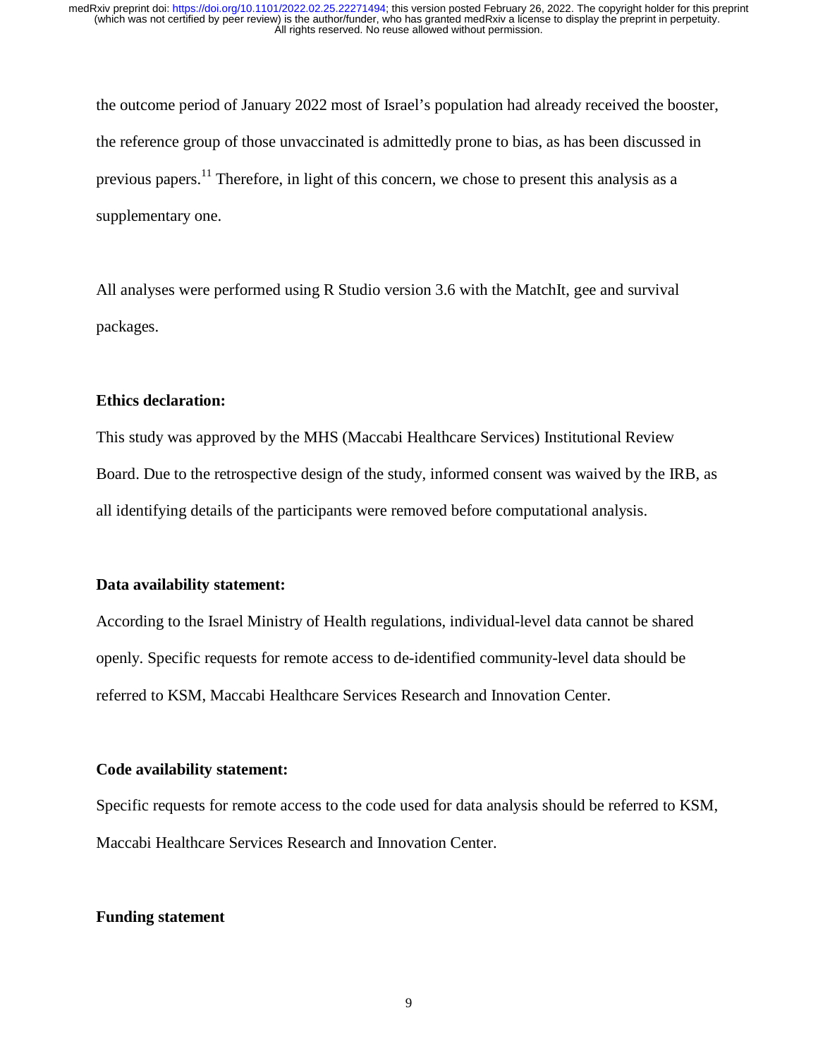the outcome period of January 2022 most of Israel's population had already received the booster, the reference group of those unvaccinated is admittedly prone to bias, as has been discussed in previous papers.[11] Therefore, in light of this concern, we chose to present this analysis as a supplementary one.

All analyses were performed using R Studio version 3.6 with the MatchIt, gee and survival packages.

**Ethics declaration:**

This study was approved by the MHS (Maccabi Healthcare Services) Institutional Review Board. Due to the retrospective design of the study, informed consent was waived by the IRB, as all identifying details of the participants were removed before computational analysis.

**Data availability statement:**

According to the Israel Ministry of Health regulations, individual-level data cannot be shared openly. Specific requests for remote access to de-identified community-level data should be referred to KSM, Maccabi Healthcare Services Research and Innovation Center.

**Code availability statement:**

Specific requests for remote access to the code used for data analysis should be referred to KSM, Maccabi Healthcare Services Research and Innovation Center.

**Funding statement**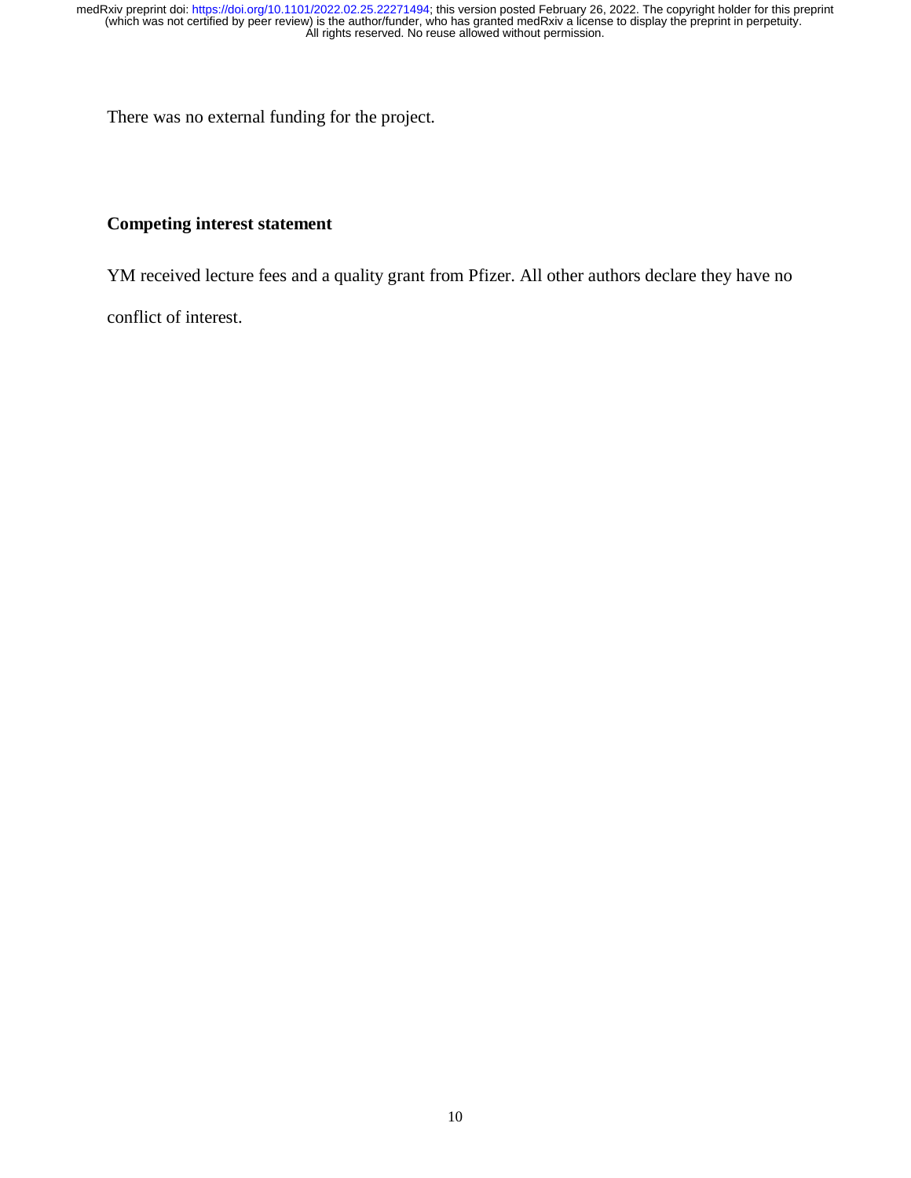There was no external funding for the project.

**Competing interest statement**

YM received lecture fees and a quality grant from Pfizer. All other authors declare they have no conflict of interest.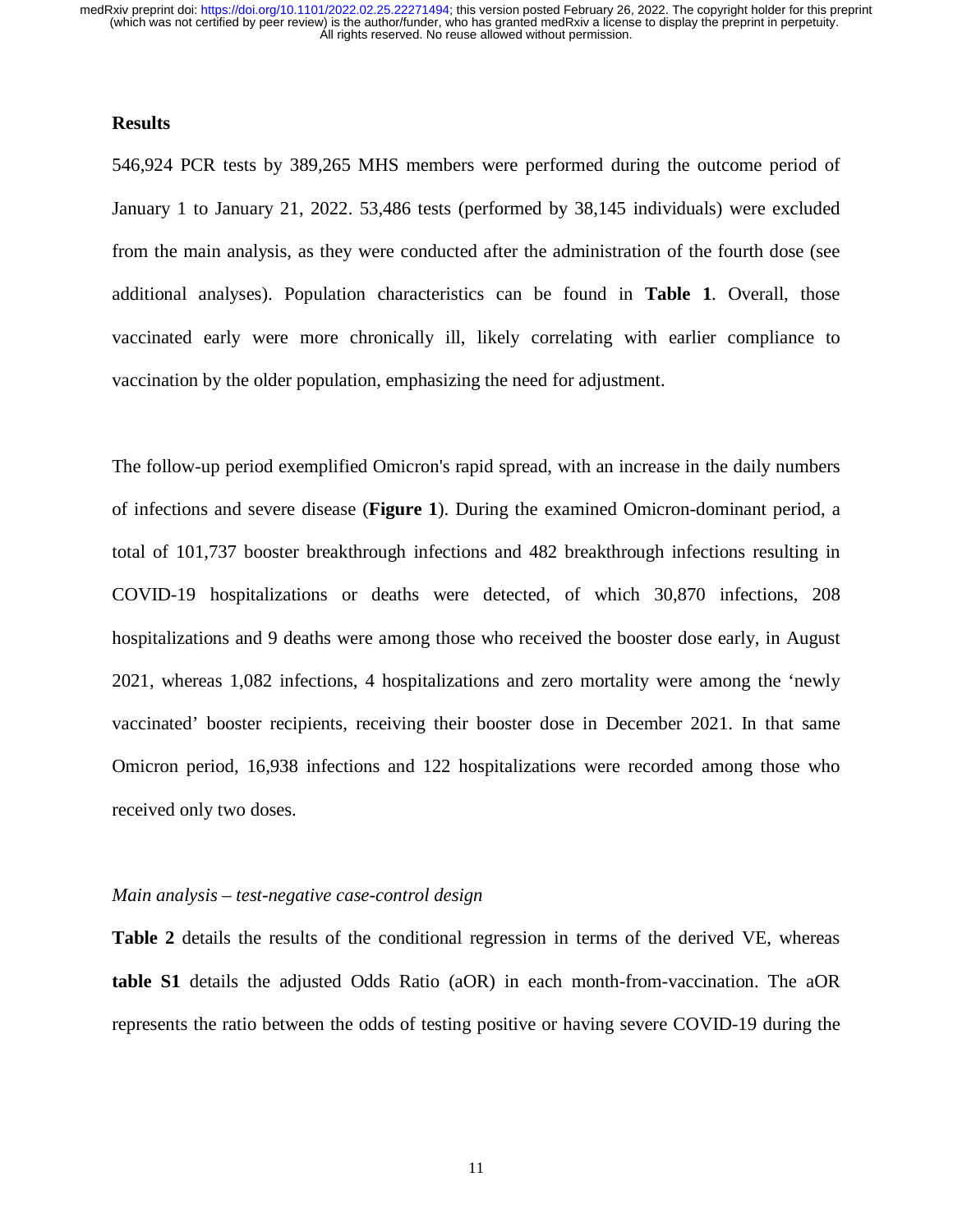## Results

546,924 PCR tests by 389,265 MHS members were performed during the outcome period of January 1 to January 21, 2022. 53,486 tests (performed by 38,145 individuals) were excluded from the main analysis, as they were conducted after the administration of the fourth dose (see additional analyses). Population characteristics can be found in **Table 1**. Overall, those vaccinated early were more chronically ill, likely correlating with earlier compliance to vaccination by the older population, emphasizing the need for adjustment.

The follow-up period exemplified Omicron's rapid spread, with an increase in the daily numbers of infections and severe disease (**Figure 1**). During the examined Omicron-dominant period, a total of 101,737 booster breakthrough infections and 482 breakthrough infections resulting in COVID-19 hospitalizations or deaths were detected, of which 30,870 infections, 208 hospitalizations and 9 deaths were among those who received the booster dose early, in August 2021, whereas 1,082 infections, 4 hospitalizations and zero mortality were among the 'newly vaccinated' booster recipients, receiving their booster dose in December 2021. In that same Omicron period, 16,938 infections and 122 hospitalizations were recorded among those who received only two doses.

*Main analysis – test-negative case-control design*

**Table 2** details the results of the conditional regression in terms of the derived VE, whereas **table S1** details the adjusted Odds Ratio (aOR) in each month-from-vaccination. The aOR represents the ratio between the odds of testing positive or having severe COVID-19 during the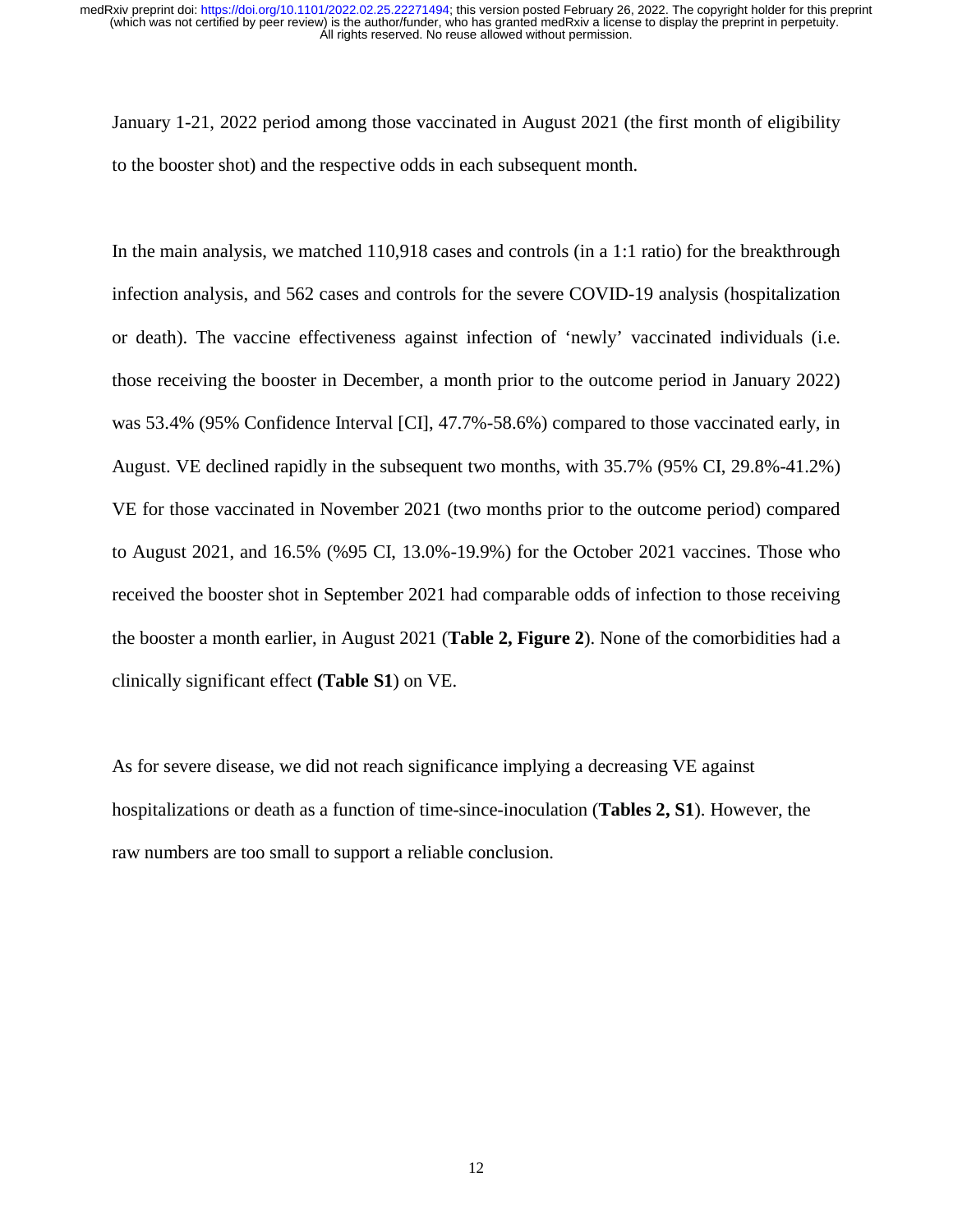January 1-21, 2022 period among those vaccinated in August 2021 (the first month of eligibility to the booster shot) and the respective odds in each subsequent month.

In the main analysis, we matched 110,918 cases and controls (in a 1:1 ratio) for the breakthrough infection analysis, and 562 cases and controls for the severe COVID-19 analysis (hospitalization or death). The vaccine effectiveness against infection of 'newly' vaccinated individuals (i.e. those receiving the booster in December, a month prior to the outcome period in January 2022) was 53.4% (95% Confidence Interval [CI], 47.7%-58.6%) compared to those vaccinated early, in August. VE declined rapidly in the subsequent two months, with 35.7% (95% CI, 29.8%-41.2%) VE for those vaccinated in November 2021 (two months prior to the outcome period) compared to August 2021, and 16.5% (%95 CI, 13.0%-19.9%) for the October 2021 vaccines. Those who received the booster shot in September 2021 had comparable odds of infection to those receiving the booster a month earlier, in August 2021 (**Table 2, Figure 2**). None of the comorbidities had a clinically significant effect **(Table S1**) on VE.

As for severe disease, we did not reach significance implying a decreasing VE against hospitalizations or death as a function of time-since-inoculation (**Tables 2, S1**). However, the raw numbers are too small to support a reliable conclusion.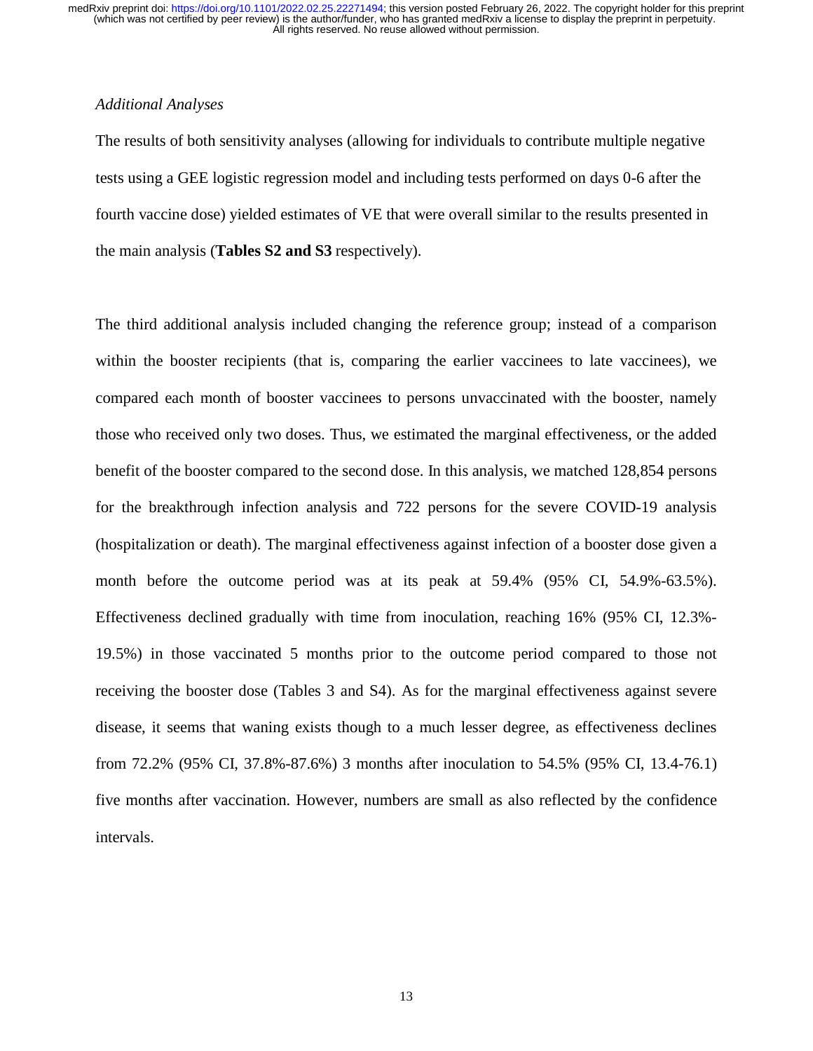*Additional Analyses*

The results of both sensitivity analyses (allowing for individuals to contribute multiple negative tests using a GEE logistic regression model and including tests performed on days 0-6 after the fourth vaccine dose) yielded estimates of VE that were overall similar to the results presented in the main analysis (**Tables S2 and S3** respectively).

The third additional analysis included changing the reference group; instead of a comparison within the booster recipients (that is, comparing the earlier vaccinees to late vaccinees), we compared each month of booster vaccinees to persons unvaccinated with the booster, namely those who received only two doses. Thus, we estimated the marginal effectiveness, or the added benefit of the booster compared to the second dose. In this analysis, we matched 128,854 persons for the breakthrough infection analysis and 722 persons for the severe COVID-19 analysis (hospitalization or death). The marginal effectiveness against infection of a booster dose given a month before the outcome period was at its peak at 59.4% (95% CI, 54.9%-63.5%). Effectiveness declined gradually with time from inoculation, reaching 16% (95% CI, 12.3%-19.5%) in those vaccinated 5 months prior to the outcome period compared to those not receiving the booster dose (Tables 3 and S4). As for the marginal effectiveness against severe disease, it seems that waning exists though to a much lesser degree, as effectiveness declines from 72.2% (95% CI, 37.8%-87.6%) 3 months after inoculation to 54.5% (95% CI, 13.4-76.1) five months after vaccination. However, numbers are small as also reflected by the confidence intervals.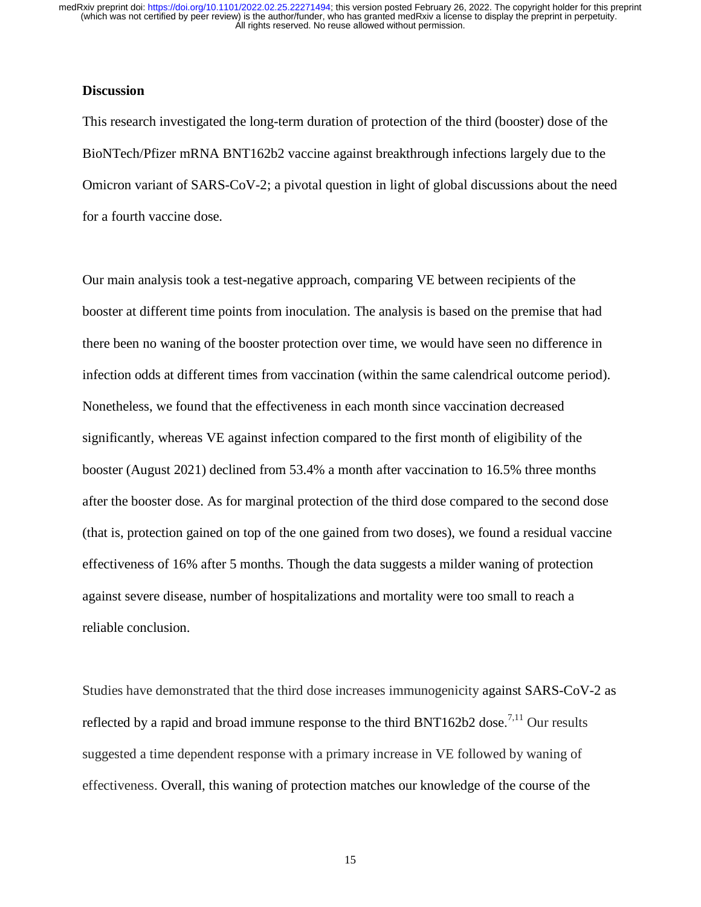## Discussion

This research investigated the long-term duration of protection of the third (booster) dose of the BioNTech/Pfizer mRNA BNT162b2 vaccine against breakthrough infections largely due to the Omicron variant of SARS-CoV-2; a pivotal question in light of global discussions about the need for a fourth vaccine dose.

Our main analysis took a test-negative approach, comparing VE between recipients of the booster at different time points from inoculation. The analysis is based on the premise that had there been no waning of the booster protection over time, we would have seen no difference in infection odds at different times from vaccination (within the same calendrical outcome period). Nonetheless, we found that the effectiveness in each month since vaccination decreased significantly, whereas VE against infection compared to the first month of eligibility of the booster (August 2021) declined from 53.4% a month after vaccination to 16.5% three months after the booster dose. As for marginal protection of the third dose compared to the second dose (that is, protection gained on top of the one gained from two doses), we found a residual vaccine effectiveness of 16% after 5 months. Though the data suggests a milder waning of protection against severe disease, number of hospitalizations and mortality were too small to reach a reliable conclusion.

Studies have demonstrated that the third dose increases immunogenicity against SARS-CoV-2 as reflected by a rapid and broad immune response to the third BNT162b2 dose.[7,11] Our results suggested a time dependent response with a primary increase in VE followed by waning of effectiveness. Overall, this waning of protection matches our knowledge of the course of the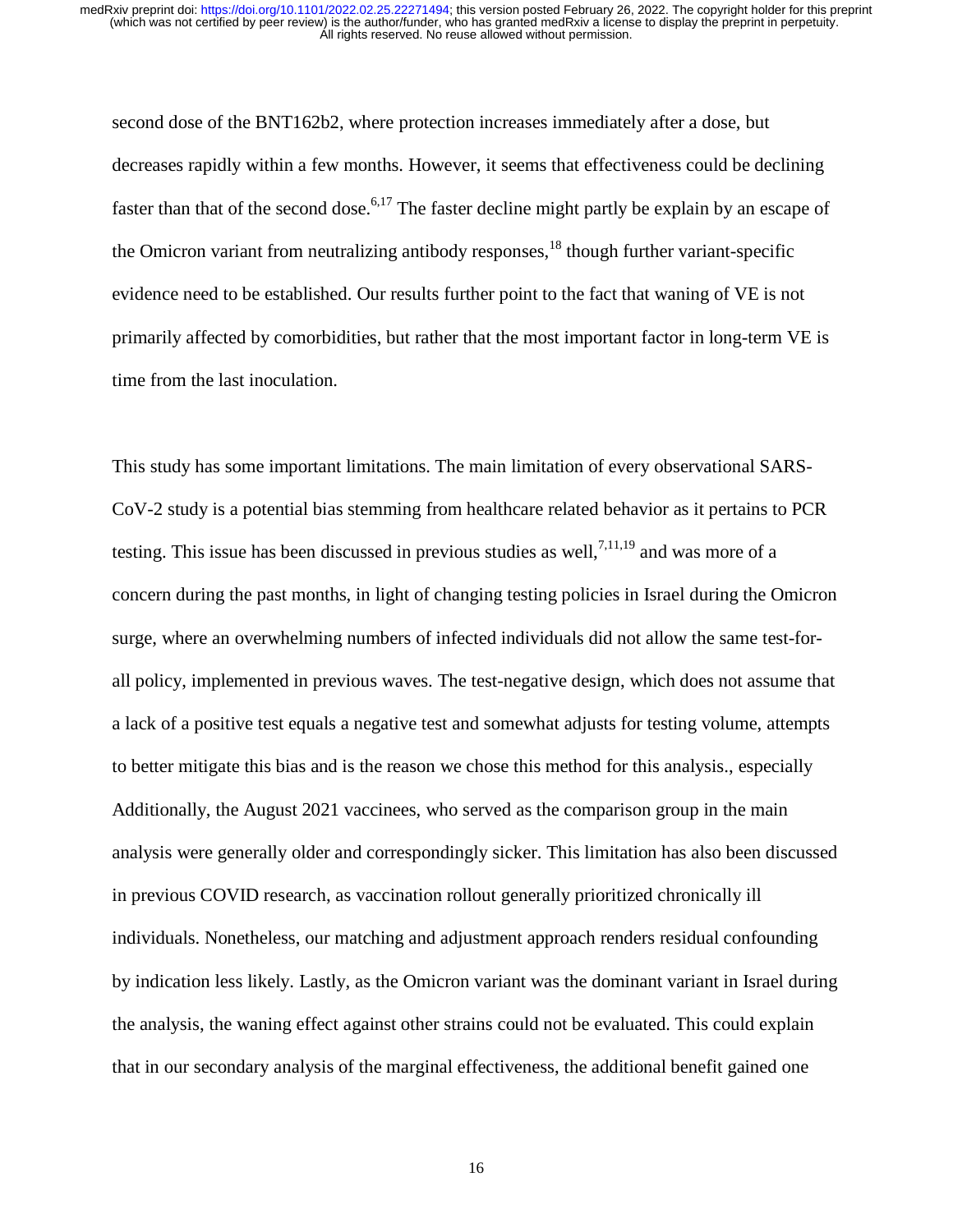second dose of the BNT162b2, where protection increases immediately after a dose, but decreases rapidly within a few months. However, it seems that effectiveness could be declining faster than that of the second dose.[6,17] The faster decline might partly be explain by an escape of the Omicron variant from neutralizing antibody responses,[18] though further variant-specific evidence need to be established. Our results further point to the fact that waning of VE is not primarily affected by comorbidities, but rather that the most important factor in long-term VE is time from the last inoculation.

This study has some important limitations. The main limitation of every observational SARS-CoV-2 study is a potential bias stemming from healthcare related behavior as it pertains to PCR testing. This issue has been discussed in previous studies as well,[7,11,19] and was more of a concern during the past months, in light of changing testing policies in Israel during the Omicron surge, where an overwhelming numbers of infected individuals did not allow the same test-for-all policy, implemented in previous waves. The test-negative design, which does not assume that a lack of a positive test equals a negative test and somewhat adjusts for testing volume, attempts to better mitigate this bias and is the reason we chose this method for this analysis., especially Additionally, the August 2021 vaccinees, who served as the comparison group in the main analysis were generally older and correspondingly sicker. This limitation has also been discussed in previous COVID research, as vaccination rollout generally prioritized chronically ill individuals. Nonetheless, our matching and adjustment approach renders residual confounding by indication less likely. Lastly, as the Omicron variant was the dominant variant in Israel during the analysis, the waning effect against other strains could not be evaluated. This could explain that in our secondary analysis of the marginal effectiveness, the additional benefit gained one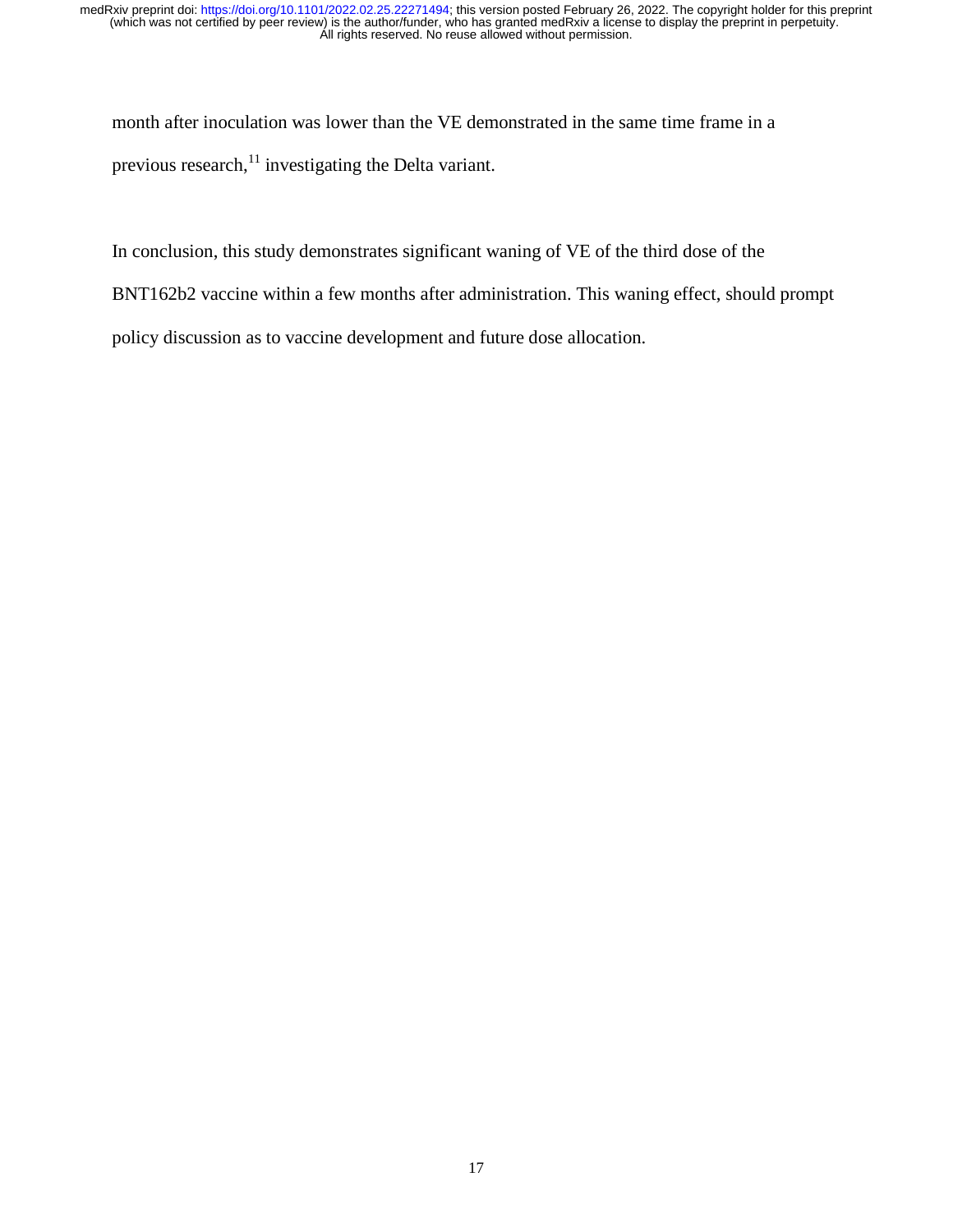month after inoculation was lower than the VE demonstrated in the same time frame in a previous research,[11] investigating the Delta variant.

In conclusion, this study demonstrates significant waning of VE of the third dose of the BNT162b2 vaccine within a few months after administration. This waning effect, should prompt policy discussion as to vaccine development and future dose allocation.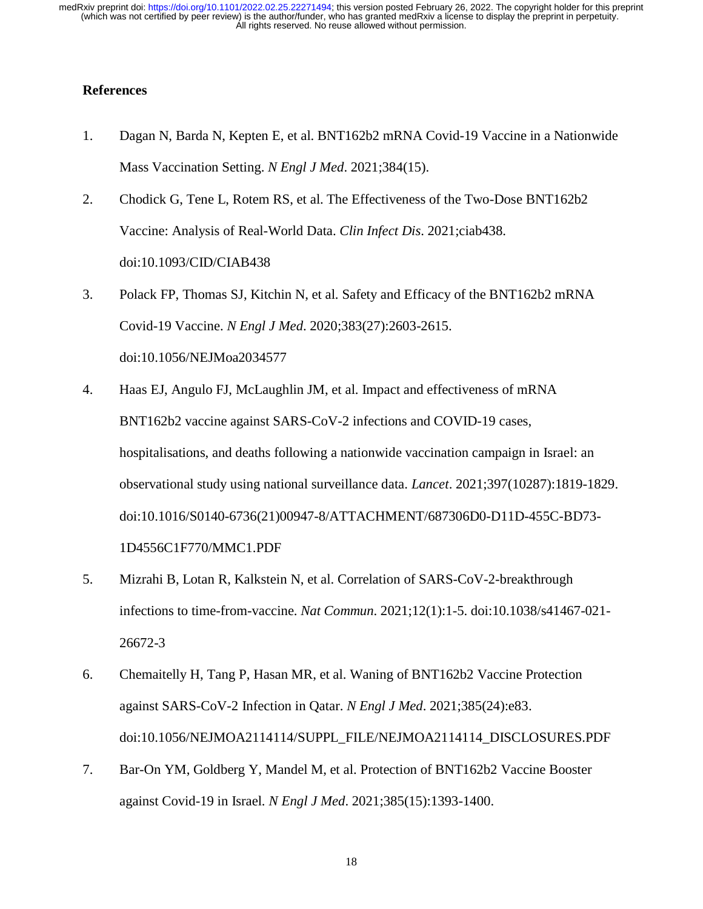## References

1. Dagan N, Barda N, Kepten E, et al. BNT162b2 mRNA Covid-19 Vaccine in a Nationwide Mass Vaccination Setting. *N Engl J Med*. 2021;384(15).
2. Chodick G, Tene L, Rotem RS, et al. The Effectiveness of the Two-Dose BNT162b2 Vaccine: Analysis of Real-World Data. *Clin Infect Dis*. 2021;ciab438. doi:10.1093/CID/CIAB438
3. Polack FP, Thomas SJ, Kitchin N, et al. Safety and Efficacy of the BNT162b2 mRNA Covid-19 Vaccine. *N Engl J Med*. 2020;383(27):2603-2615. doi:10.1056/NEJMoa2034577
4. Haas EJ, Angulo FJ, McLaughlin JM, et al. Impact and effectiveness of mRNA BNT162b2 vaccine against SARS-CoV-2 infections and COVID-19 cases, hospitalisations, and deaths following a nationwide vaccination campaign in Israel: an observational study using national surveillance data. *Lancet*. 2021;397(10287):1819-1829. doi:10.1016/S0140-6736(21)00947-8/ATTACHMENT/687306D0-D11D-455C-BD73-1D4556C1F770/MMC1.PDF
5. Mizrahi B, Lotan R, Kalkstein N, et al. Correlation of SARS-CoV-2-breakthrough infections to time-from-vaccine. *Nat Commun*. 2021;12(1):1-5. doi:10.1038/s41467-021-26672-3
6. Chemaitelly H, Tang P, Hasan MR, et al. Waning of BNT162b2 Vaccine Protection against SARS-CoV-2 Infection in Qatar. *N Engl J Med*. 2021;385(24):e83. doi:10.1056/NEJMOA2114114/SUPPL_FILE/NEJMOA2114114_DISCLOSURES.PDF
7. Bar-On YM, Goldberg Y, Mandel M, et al. Protection of BNT162b2 Vaccine Booster against Covid-19 in Israel. *N Engl J Med*. 2021;385(15):1393-1400.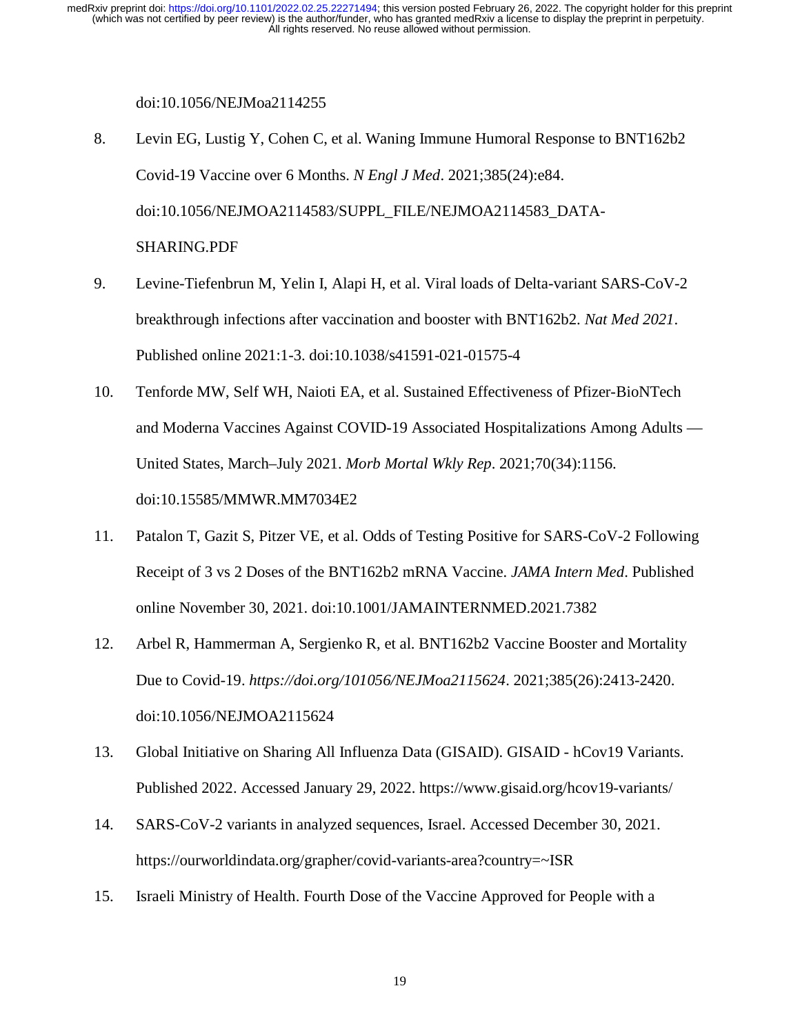doi:10.1056/NEJMoa2114255

8. Levin EG, Lustig Y, Cohen C, et al. Waning Immune Humoral Response to BNT162b2 Covid-19 Vaccine over 6 Months. *N Engl J Med*. 2021;385(24):e84. doi:10.1056/NEJMOA2114583/SUPPL_FILE/NEJMOA2114583_DATA-SHARING.PDF

9. Levine-Tiefenbrun M, Yelin I, Alapi H, et al. Viral loads of Delta-variant SARS-CoV-2 breakthrough infections after vaccination and booster with BNT162b2. *Nat Med 2021*. Published online 2021:1-3. doi:10.1038/s41591-021-01575-4

10. Tenforde MW, Self WH, Naioti EA, et al. Sustained Effectiveness of Pfizer-BioNTech and Moderna Vaccines Against COVID-19 Associated Hospitalizations Among Adults — United States, March–July 2021. *Morb Mortal Wkly Rep*. 2021;70(34):1156. doi:10.15585/MMWR.MM7034E2

11. Patalon T, Gazit S, Pitzer VE, et al. Odds of Testing Positive for SARS-CoV-2 Following Receipt of 3 vs 2 Doses of the BNT162b2 mRNA Vaccine. *JAMA Intern Med*. Published online November 30, 2021. doi:10.1001/JAMAINTERNMED.2021.7382

12. Arbel R, Hammerman A, Sergienko R, et al. BNT162b2 Vaccine Booster and Mortality Due to Covid-19. *https://doi.org/101056/NEJMoa2115624*. 2021;385(26):2413-2420. doi:10.1056/NEJMOA2115624

13. Global Initiative on Sharing All Influenza Data (GISAID). GISAID - hCov19 Variants. Published 2022. Accessed January 29, 2022. https://www.gisaid.org/hcov19-variants/

14. SARS-CoV-2 variants in analyzed sequences, Israel. Accessed December 30, 2021. https://ourworldindata.org/grapher/covid-variants-area?country=~ISR

15. Israeli Ministry of Health. Fourth Dose of the Vaccine Approved for People with a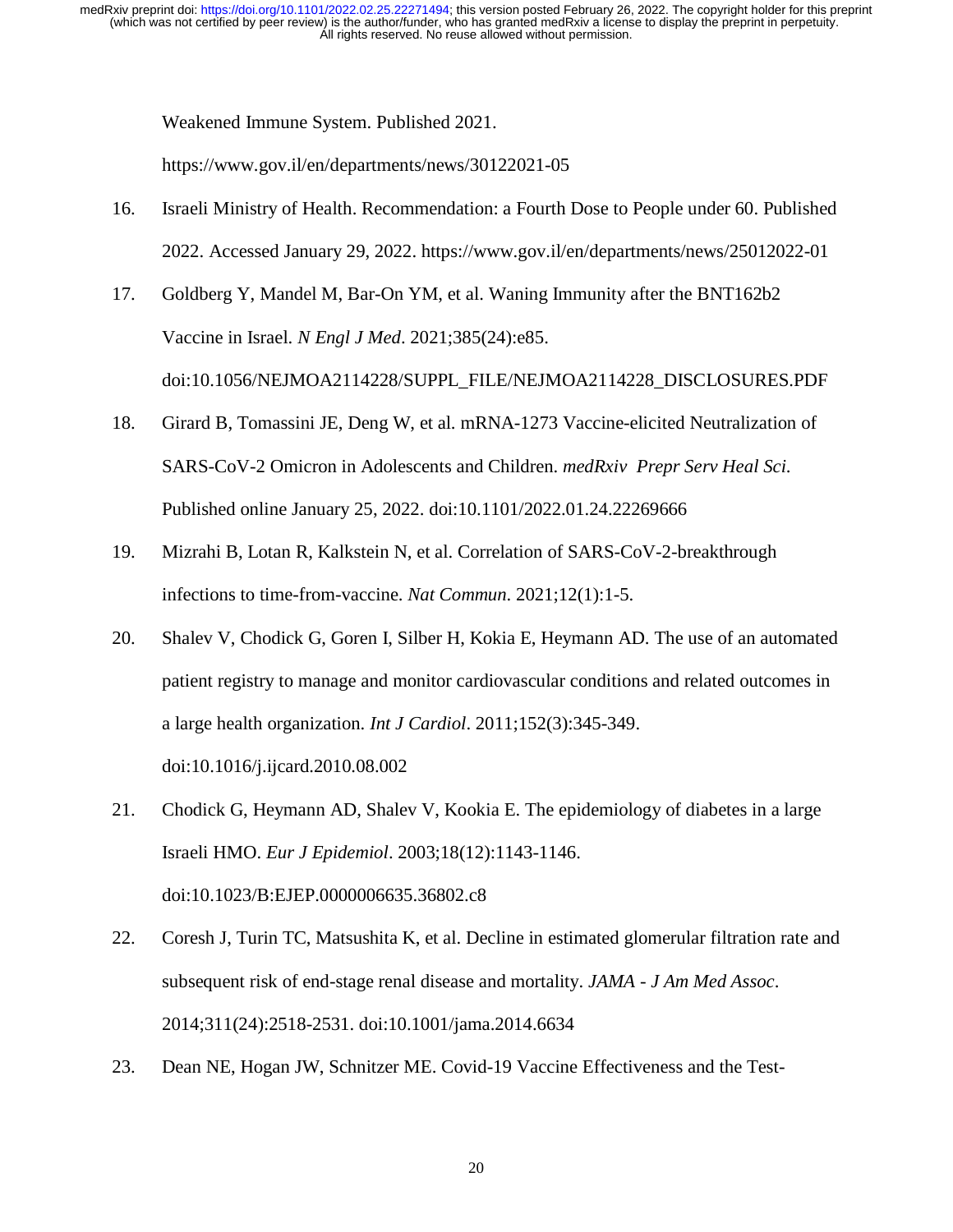Weakened Immune System. Published 2021. https://www.gov.il/en/departments/news/30122021-05

16. Israeli Ministry of Health. Recommendation: a Fourth Dose to People under 60. Published 2022. Accessed January 29, 2022. https://www.gov.il/en/departments/news/25012022-01
17. Goldberg Y, Mandel M, Bar-On YM, et al. Waning Immunity after the BNT162b2 Vaccine in Israel. *N Engl J Med*. 2021;385(24):e85. doi:10.1056/NEJMOA2114228/SUPPL_FILE/NEJMOA2114228_DISCLOSURES.PDF
18. Girard B, Tomassini JE, Deng W, et al. mRNA-1273 Vaccine-elicited Neutralization of SARS-CoV-2 Omicron in Adolescents and Children. *medRxiv Prepr Serv Heal Sci*. Published online January 25, 2022. doi:10.1101/2022.01.24.22269666
19. Mizrahi B, Lotan R, Kalkstein N, et al. Correlation of SARS-CoV-2-breakthrough infections to time-from-vaccine. *Nat Commun*. 2021;12(1):1-5.
20. Shalev V, Chodick G, Goren I, Silber H, Kokia E, Heymann AD. The use of an automated patient registry to manage and monitor cardiovascular conditions and related outcomes in a large health organization. *Int J Cardiol*. 2011;152(3):345-349. doi:10.1016/j.ijcard.2010.08.002
21. Chodick G, Heymann AD, Shalev V, Kookia E. The epidemiology of diabetes in a large Israeli HMO. *Eur J Epidemiol*. 2003;18(12):1143-1146. doi:10.1023/B:EJEP.0000006635.36802.c8
22. Coresh J, Turin TC, Matsushita K, et al. Decline in estimated glomerular filtration rate and subsequent risk of end-stage renal disease and mortality. *JAMA - J Am Med Assoc*. 2014;311(24):2518-2531. doi:10.1001/jama.2014.6634
23. Dean NE, Hogan JW, Schnitzer ME. Covid-19 Vaccine Effectiveness and the Test-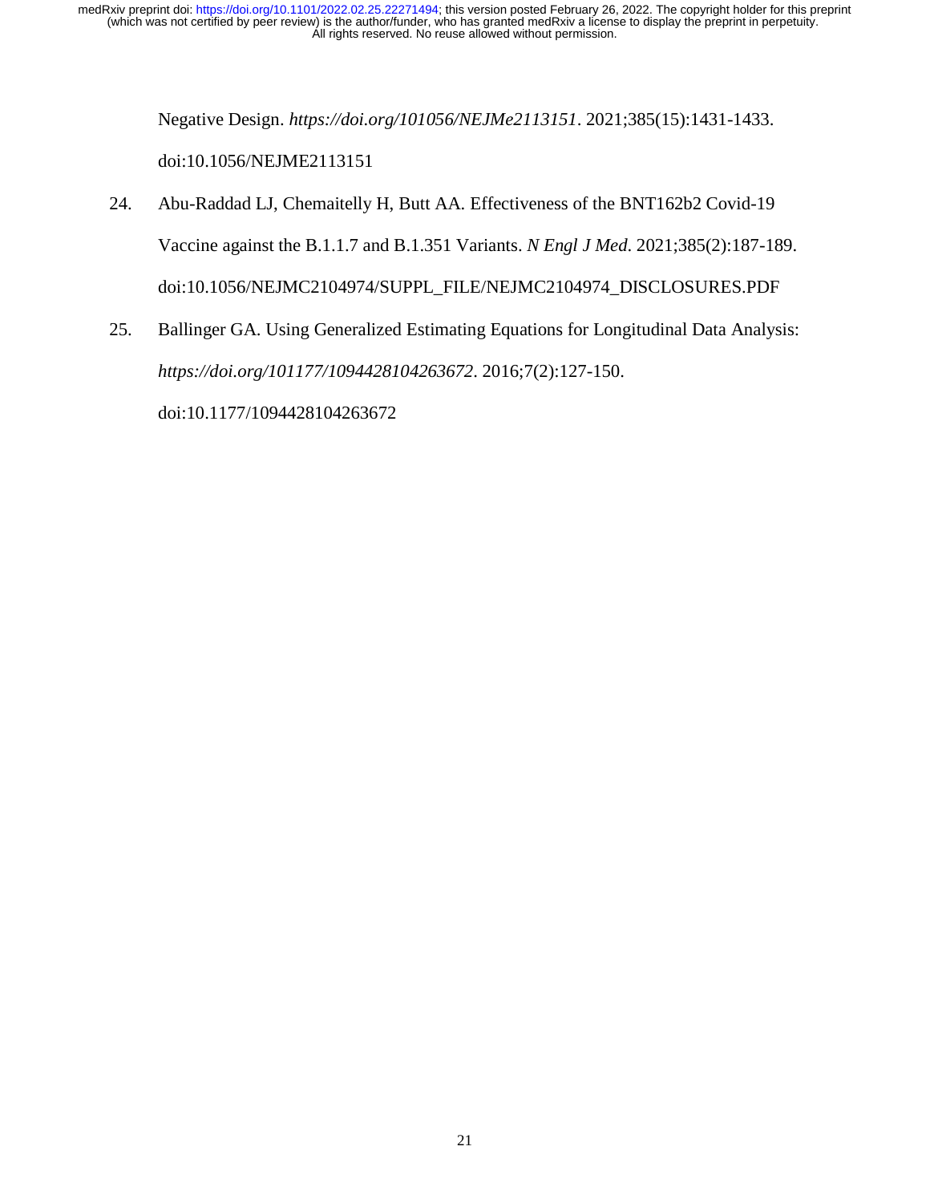Negative Design. *https://doi.org/101056/NEJMe2113151*. 2021;385(15):1431-1433. doi:10.1056/NEJME2113151

24. Abu-Raddad LJ, Chemaitelly H, Butt AA. Effectiveness of the BNT162b2 Covid-19 Vaccine against the B.1.1.7 and B.1.351 Variants. *N Engl J Med*. 2021;385(2):187-189. doi:10.1056/NEJMC2104974/SUPPL_FILE/NEJMC2104974_DISCLOSURES.PDF

25. Ballinger GA. Using Generalized Estimating Equations for Longitudinal Data Analysis: *https://doi.org/101177/1094428104263672*. 2016;7(2):127-150. doi:10.1177/1094428104263672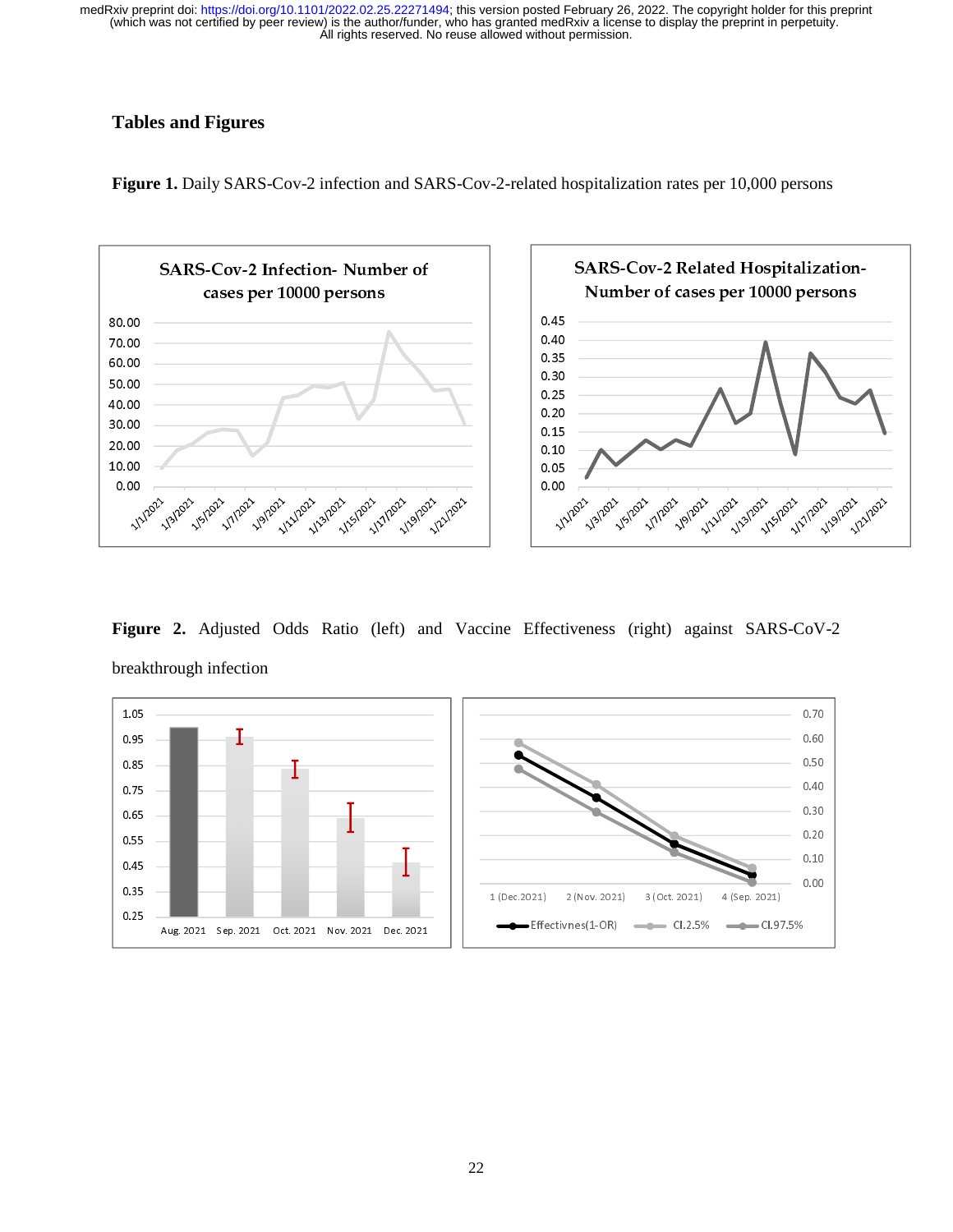## Tables and Figures

**Figure 1.** Daily SARS-Cov-2 infection and SARS-Cov-2-related hospitalization rates per 10,000 persons

**Figure 2.** Adjusted Odds Ratio (left) and Vaccine Effectiveness (right) against SARS-CoV-2 breakthrough infection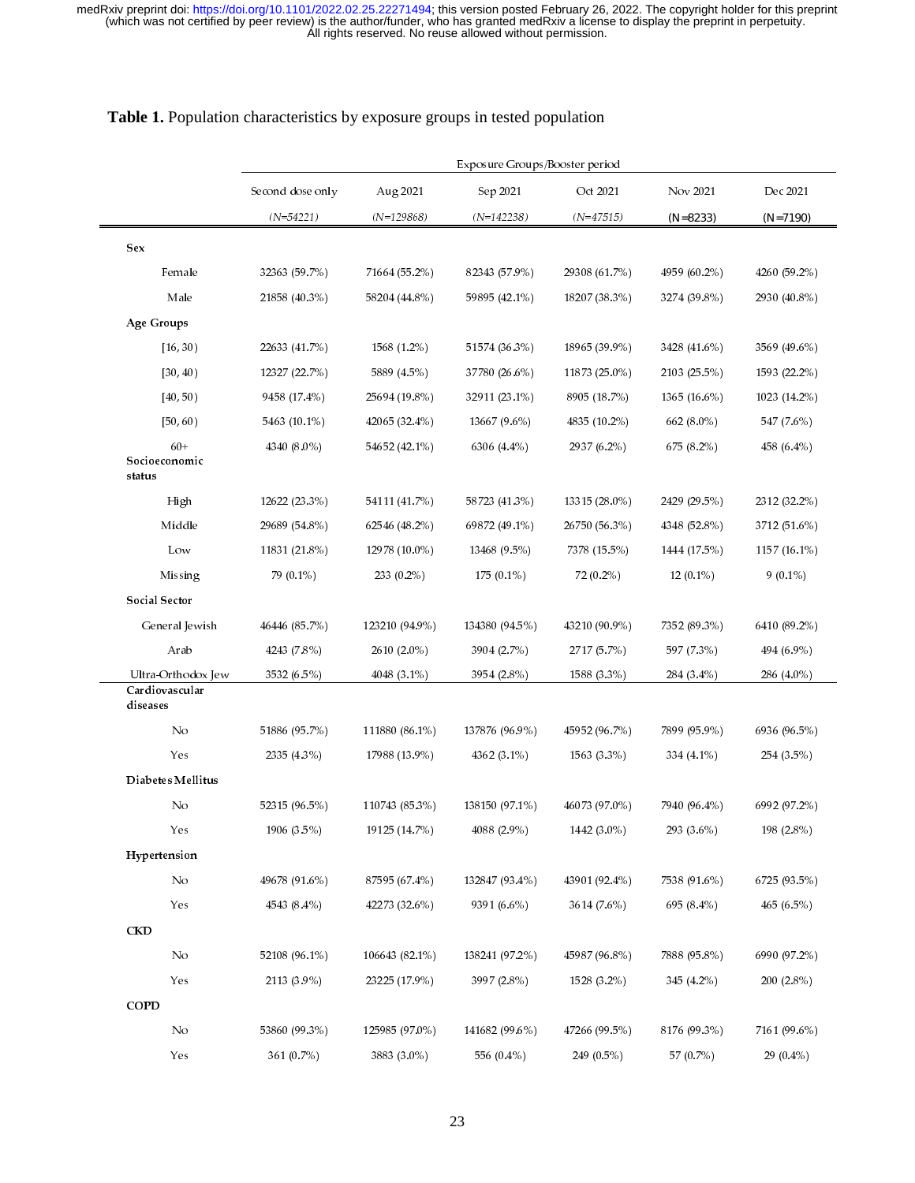**Table 1.** Population characteristics by exposure groups in tested population

| | Exposure Groups/Booster period | | | | | |
|---|---|---|---|---|---|---|
| | Second dose only | Aug 2021 | Sep 2021 | Oct 2021 | Nov 2021 | Dec 2021 |
| | *(N=54221)* | *(N=129868)* | *(N=142238)* | *(N=47515)* | (N=8233) | (N=7190) |
| **Sex** | | | | | | |
| Female | 32363 (59.7%) | 71664 (55.2%) | 82343 (57.9%) | 29308 (61.7%) | 4959 (60.2%) | 4260 (59.2%) |
| Male | 21858 (40.3%) | 58204 (44.8%) | 59895 (42.1%) | 18207 (38.3%) | 3274 (39.8%) | 2930 (40.8%) |
| **Age Groups** | | | | | | |
| [16, 30) | 22633 (41.7%) | 1568 (1.2%) | 51574 (36.3%) | 18965 (39.9%) | 3428 (41.6%) | 3569 (49.6%) |
| [30, 40) | 12327 (22.7%) | 5889 (4.5%) | 37780 (26.6%) | 11873 (25.0%) | 2103 (25.5%) | 1593 (22.2%) |
| [40, 50) | 9458 (17.4%) | 25694 (19.8%) | 32911 (23.1%) | 8905 (18.7%) | 1365 (16.6%) | 1023 (14.2%) |
| [50, 60) | 5463 (10.1%) | 42065 (32.4%) | 13667 (9.6%) | 4835 (10.2%) | 662 (8.0%) | 547 (7.6%) |
| 60+ | 4340 (8.0%) | 54652 (42.1%) | 6306 (4.4%) | 2937 (6.2%) | 675 (8.2%) | 458 (6.4%) |
| **Socioeconomic status** | | | | | | |
| High | 12622 (23.3%) | 54111 (41.7%) | 58723 (41.3%) | 13315 (28.0%) | 2429 (29.5%) | 2312 (32.2%) |
| Middle | 29689 (54.8%) | 62546 (48.2%) | 69872 (49.1%) | 26750 (56.3%) | 4348 (52.8%) | 3712 (51.6%) |
| Low | 11831 (21.8%) | 12978 (10.0%) | 13468 (9.5%) | 7378 (15.5%) | 1444 (17.5%) | 1157 (16.1%) |
| Missing | 79 (0.1%) | 233 (0.2%) | 175 (0.1%) | 72 (0.2%) | 12 (0.1%) | 9 (0.1%) |
| **Social Sector** | | | | | | |
| General Jewish | 46446 (85.7%) | 123210 (94.9%) | 134380 (94.5%) | 43210 (90.9%) | 7352 (89.3%) | 6410 (89.2%) |
| Arab | 4243 (7.8%) | 2610 (2.0%) | 3904 (2.7%) | 2717 (5.7%) | 597 (7.3%) | 494 (6.9%) |
| Ultra-Orthodox Jew | 3532 (6.5%) | 4048 (3.1%) | 3954 (2.8%) | 1588 (3.3%) | 284 (3.4%) | 286 (4.0%) |
| **Cardiovascular diseases** | | | | | | |
| No | 51886 (95.7%) | 111880 (86.1%) | 137876 (96.9%) | 45952 (96.7%) | 7899 (95.9%) | 6936 (96.5%) |
| Yes | 2335 (4.3%) | 17988 (13.9%) | 4362 (3.1%) | 1563 (3.3%) | 334 (4.1%) | 254 (3.5%) |
| **Diabetes Mellitus** | | | | | | |
| No | 52315 (96.5%) | 110743 (85.3%) | 138150 (97.1%) | 46073 (97.0%) | 7940 (96.4%) | 6992 (97.2%) |
| Yes | 1906 (3.5%) | 19125 (14.7%) | 4088 (2.9%) | 1442 (3.0%) | 293 (3.6%) | 198 (2.8%) |
| **Hypertension** | | | | | | |
| No | 49678 (91.6%) | 87595 (67.4%) | 132847 (93.4%) | 43901 (92.4%) | 7538 (91.6%) | 6725 (93.5%) |
| Yes | 4543 (8.4%) | 42273 (32.6%) | 9391 (6.6%) | 3614 (7.6%) | 695 (8.4%) | 465 (6.5%) |
| **CKD** | | | | | | |
| No | 52108 (96.1%) | 106643 (82.1%) | 138241 (97.2%) | 45987 (96.8%) | 7888 (95.8%) | 6990 (97.2%) |
| Yes | 2113 (3.9%) | 23225 (17.9%) | 3997 (2.8%) | 1528 (3.2%) | 345 (4.2%) | 200 (2.8%) |
| **COPD** | | | | | | |
| No | 53860 (99.3%) | 125985 (97.0%) | 141682 (99.6%) | 47266 (99.5%) | 8176 (99.3%) | 7161 (99.6%) |
| Yes | 361 (0.7%) | 3883 (3.0%) | 556 (0.4%) | 249 (0.5%) | 57 (0.7%) | 29 (0.4%) |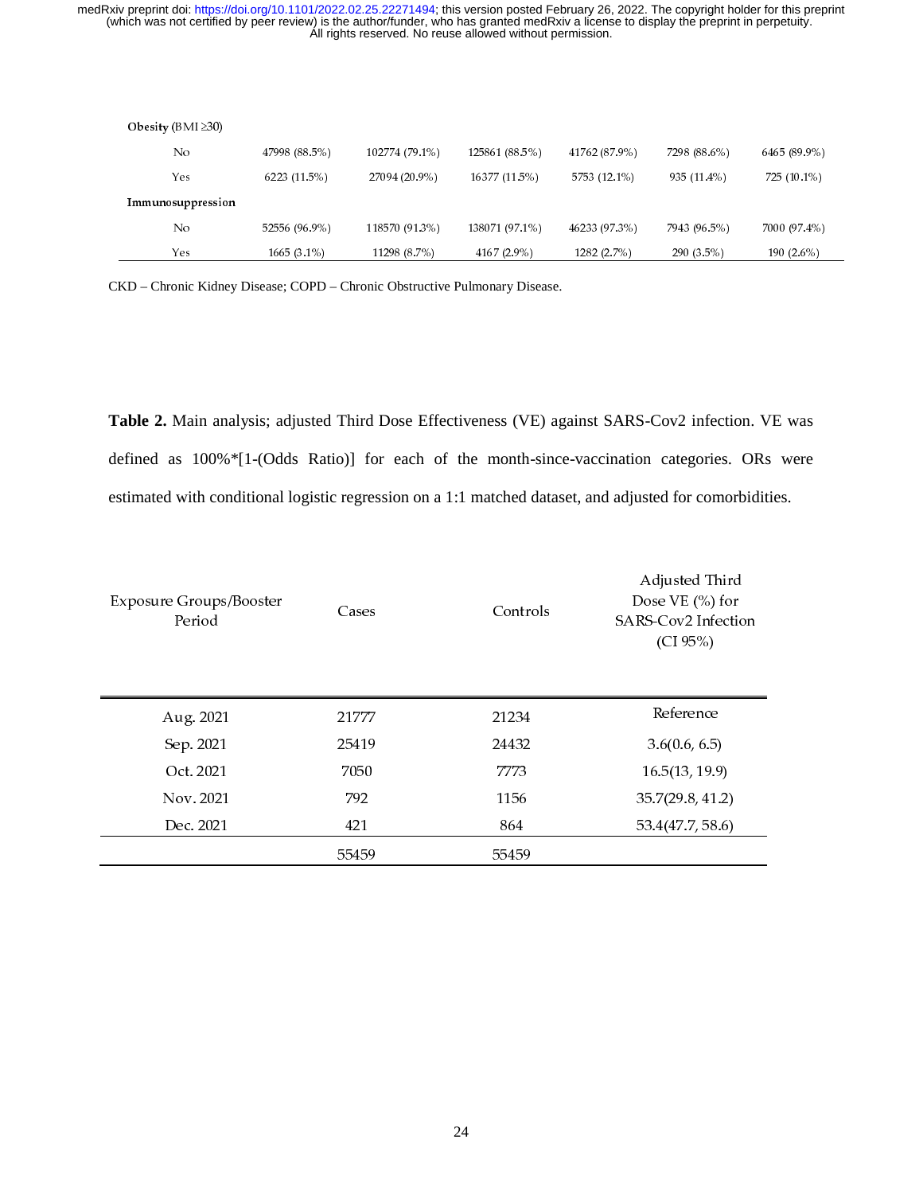| | | | | | | |
|---|---|---|---|---|---|---|
| **Obesity** (BMI ≥30) | | | | | | |
| No | 47998 (88.5%) | 102774 (79.1%) | 125861 (88.5%) | 41762 (87.9%) | 7298 (88.6%) | 6465 (89.9%) |
| Yes | 6223 (11.5%) | 27094 (20.9%) | 16377 (11.5%) | 5753 (12.1%) | 935 (11.4%) | 725 (10.1%) |
| **Immunosuppression** | | | | | | |
| No | 52556 (96.9%) | 118570 (91.3%) | 138071 (97.1%) | 46233 (97.3%) | 7943 (96.5%) | 7000 (97.4%) |
| Yes | 1665 (3.1%) | 11298 (8.7%) | 4167 (2.9%) | 1282 (2.7%) | 290 (3.5%) | 190 (2.6%) |

CKD – Chronic Kidney Disease; COPD – Chronic Obstructive Pulmonary Disease.

**Table 2.** Main analysis; adjusted Third Dose Effectiveness (VE) against SARS-Cov2 infection. VE was defined as 100%*[1-(Odds Ratio)] for each of the month-since-vaccination categories. ORs were estimated with conditional logistic regression on a 1:1 matched dataset, and adjusted for comorbidities.

| Exposure Groups/Booster Period | Cases | Controls | Adjusted Third Dose VE (%) for SARS-Cov2 Infection (CI 95%) |
|---|---|---|---|
| Aug. 2021 | 21777 | 21234 | Reference |
| Sep. 2021 | 25419 | 24432 | 3.6(0.6, 6.5) |
| Oct. 2021 | 7050 | 7773 | 16.5(13, 19.9) |
| Nov. 2021 | 792 | 1156 | 35.7(29.8, 41.2) |
| Dec. 2021 | 421 | 864 | 53.4(47.7, 58.6) |
| | 55459 | 55459 | |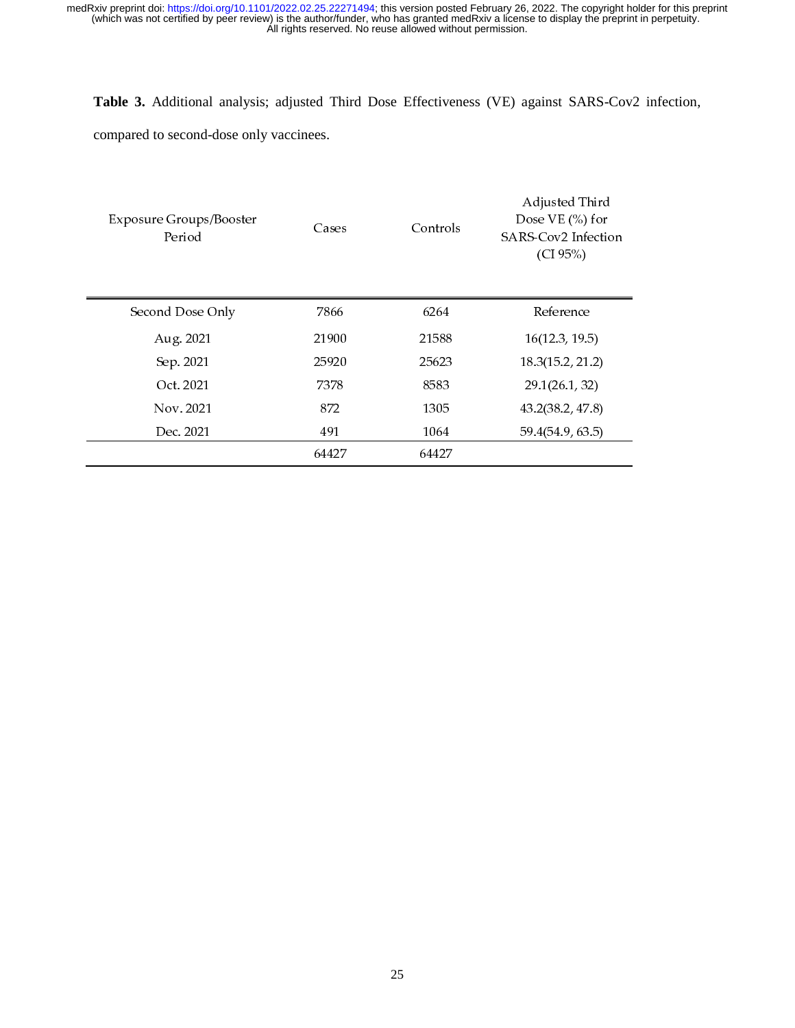**Table 3.** Additional analysis; adjusted Third Dose Effectiveness (VE) against SARS-Cov2 infection, compared to second-dose only vaccinees.

| Exposure Groups/Booster Period | Cases | Controls | Adjusted Third Dose VE (%) for SARS-Cov2 Infection (CI 95%) |
|---|---|---|---|
| Second Dose Only | 7866 | 6264 | Reference |
| Aug. 2021 | 21900 | 21588 | 16(12.3, 19.5) |
| Sep. 2021 | 25920 | 25623 | 18.3(15.2, 21.2) |
| Oct. 2021 | 7378 | 8583 | 29.1(26.1, 32) |
| Nov. 2021 | 872 | 1305 | 43.2(38.2, 47.8) |
| Dec. 2021 | 491 | 1064 | 59.4(54.9, 63.5) |
| | 64427 | 64427 | |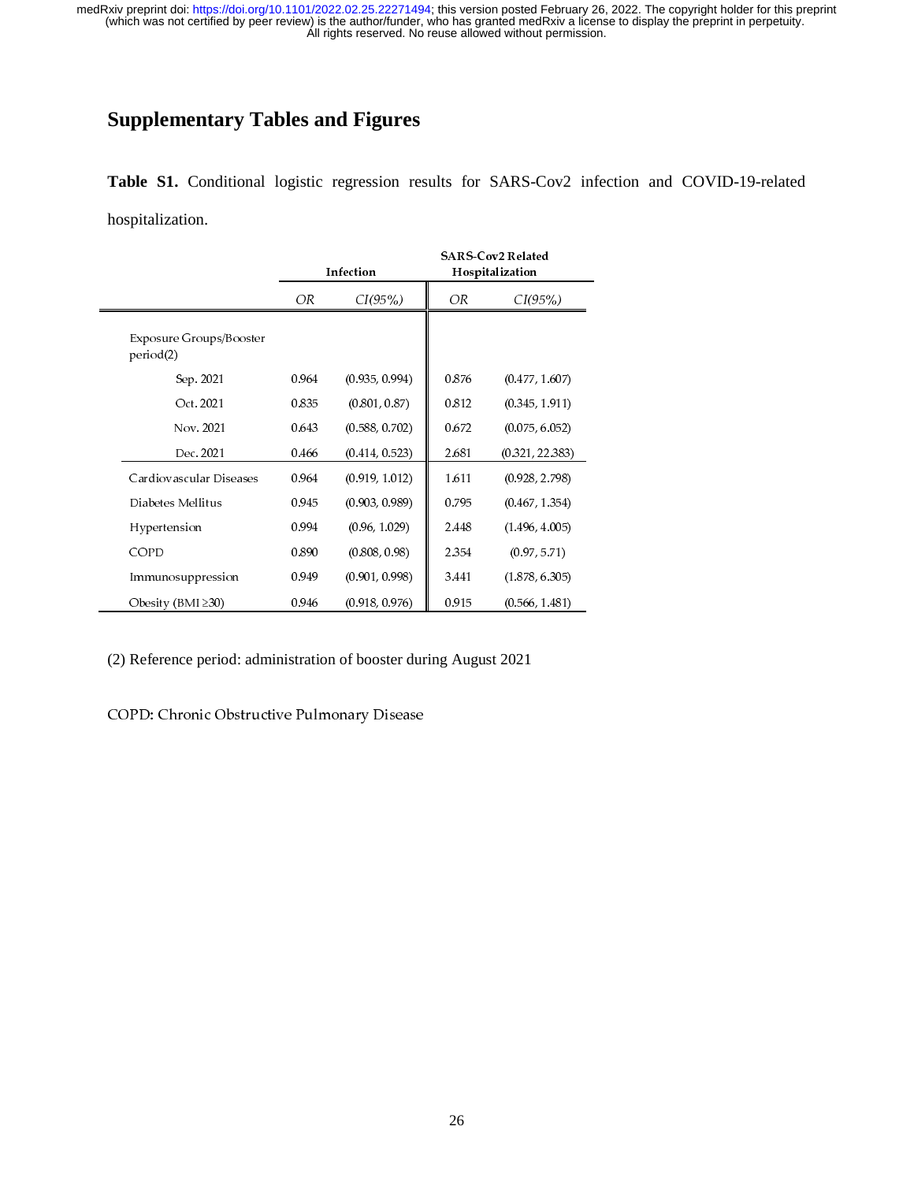## Supplementary Tables and Figures

**Table S1.** Conditional logistic regression results for SARS-Cov2 infection and COVID-19-related hospitalization.

| | Infection | | SARS-Cov2 Related Hospitalization | |
|---|---|---|---|---|
| | *OR* | *CI(95%)* | *OR* | *CI(95%)* |
| Exposure Groups/Booster period(2) | | | | |
| Sep. 2021 | 0.964 | (0.935, 0.994) | 0.876 | (0.477, 1.607) |
| Oct. 2021 | 0.835 | (0.801, 0.87) | 0.812 | (0.345, 1.911) |
| Nov. 2021 | 0.643 | (0.588, 0.702) | 0.672 | (0.075, 6.052) |
| Dec. 2021 | 0.466 | (0.414, 0.523) | 2.681 | (0.321, 22.383) |
| Cardiovascular Diseases | 0.964 | (0.919, 1.012) | 1.611 | (0.928, 2.798) |
| Diabetes Mellitus | 0.945 | (0.903, 0.989) | 0.795 | (0.467, 1.354) |
| Hypertension | 0.994 | (0.96, 1.029) | 2.448 | (1.496, 4.005) |
| COPD | 0.890 | (0.808, 0.98) | 2.354 | (0.97, 5.71) |
| Immunosuppression | 0.949 | (0.901, 0.998) | 3.441 | (1.878, 6.305) |
| Obesity (BMI ≥30) | 0.946 | (0.918, 0.976) | 0.915 | (0.566, 1.481) |

(2) Reference period: administration of booster during August 2021

COPD: Chronic Obstructive Pulmonary Disease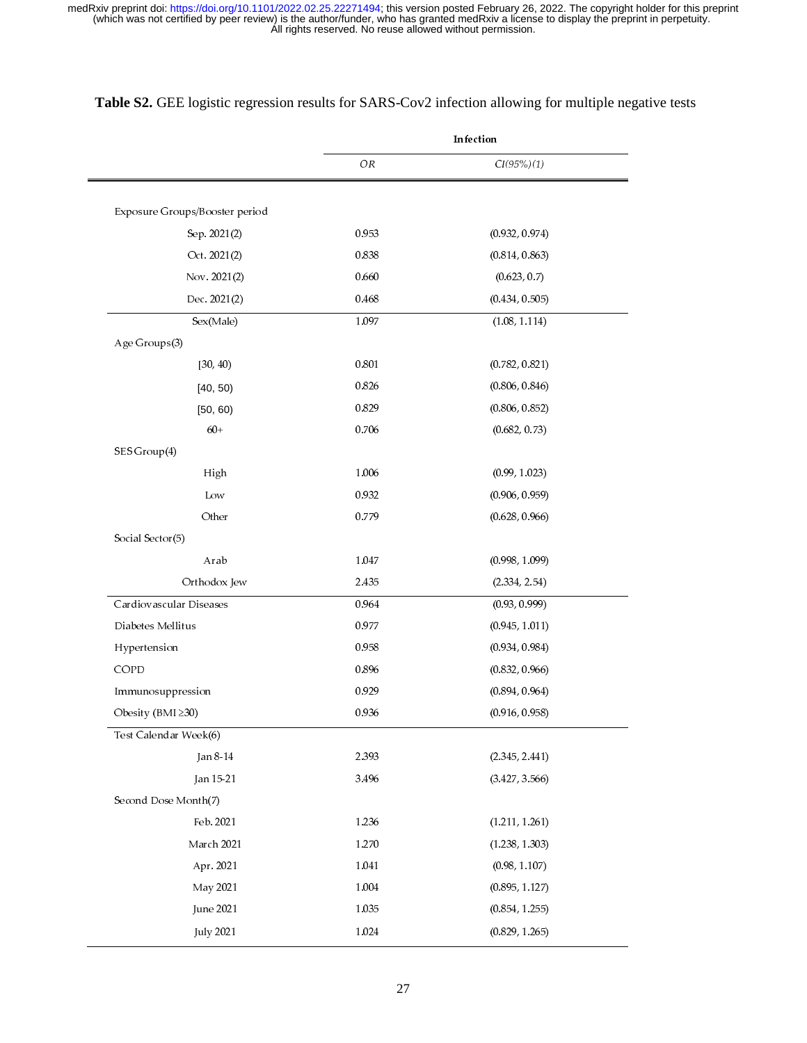**Table S2.** GEE logistic regression results for SARS-Cov2 infection allowing for multiple negative tests

| | Infection | |
|---|---|---|
| | *OR* | *CI(95%)(1)* |
| Exposure Groups/Booster period | | |
| Sep. 2021(2) | 0.953 | (0.932, 0.974) |
| Oct. 2021(2) | 0.838 | (0.814, 0.863) |
| Nov. 2021(2) | 0.660 | (0.623, 0.7) |
| Dec. 2021(2) | 0.468 | (0.434, 0.505) |
| Sex(Male) | 1.097 | (1.08, 1.114) |
| Age Groups(3) | | |
| [30, 40) | 0.801 | (0.782, 0.821) |
| [40, 50) | 0.826 | (0.806, 0.846) |
| [50, 60) | 0.829 | (0.806, 0.852) |
| 60+ | 0.706 | (0.682, 0.73) |
| SES Group(4) | | |
| High | 1.006 | (0.99, 1.023) |
| Low | 0.932 | (0.906, 0.959) |
| Other | 0.779 | (0.628, 0.966) |
| Social Sector(5) | | |
| Arab | 1.047 | (0.998, 1.099) |
| Orthodox Jew | 2.435 | (2.334, 2.54) |
| Cardiovascular Diseases | 0.964 | (0.93, 0.999) |
| Diabetes Mellitus | 0.977 | (0.945, 1.011) |
| Hypertension | 0.958 | (0.934, 0.984) |
| COPD | 0.896 | (0.832, 0.966) |
| Immunosuppression | 0.929 | (0.894, 0.964) |
| Obesity (BMI ≥30) | 0.936 | (0.916, 0.958) |
| Test Calendar Week(6) | | |
| Jan 8-14 | 2.393 | (2.345, 2.441) |
| Jan 15-21 | 3.496 | (3.427, 3.566) |
| Second Dose Month(7) | | |
| Feb. 2021 | 1.236 | (1.211, 1.261) |
| March 2021 | 1.270 | (1.238, 1.303) |
| Apr. 2021 | 1.041 | (0.98, 1.107) |
| May 2021 | 1.004 | (0.895, 1.127) |
| June 2021 | 1.035 | (0.854, 1.255) |
| July 2021 | 1.024 | (0.829, 1.265) |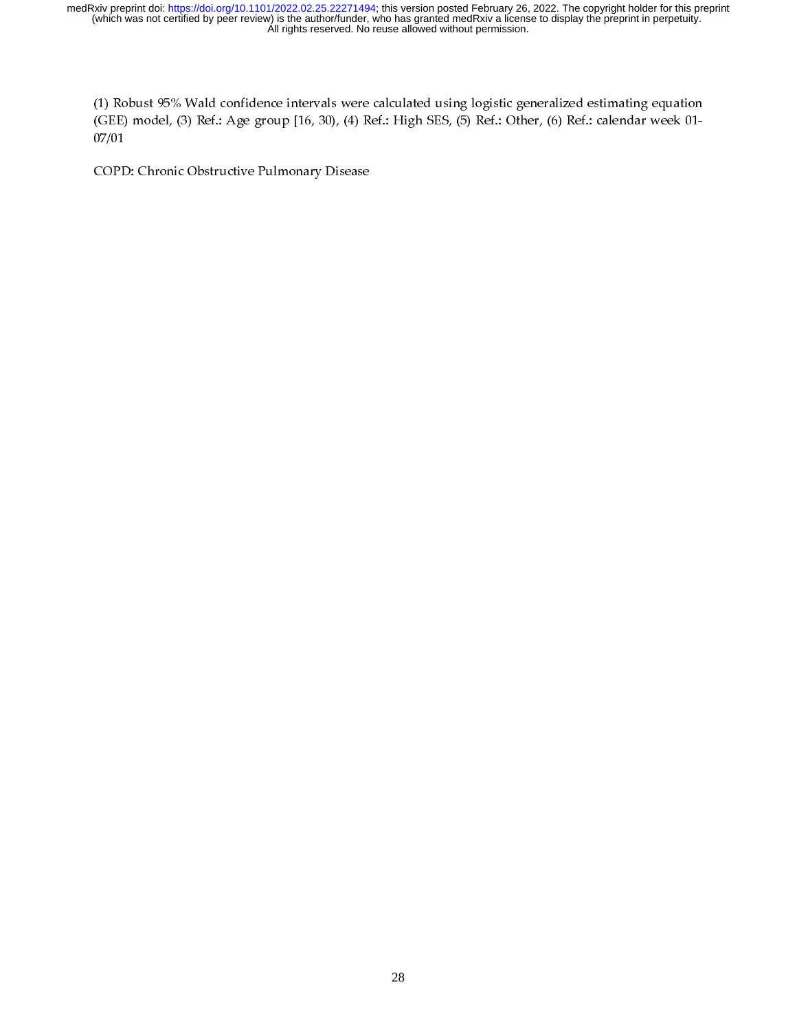(1) Robust 95% Wald confidence intervals were calculated using logistic generalized estimating equation (GEE) model, (3) Ref.: Age group [16, 30), (4) Ref.: High SES, (5) Ref.: Other, (6) Ref.: calendar week 01-07/01

COPD: Chronic Obstructive Pulmonary Disease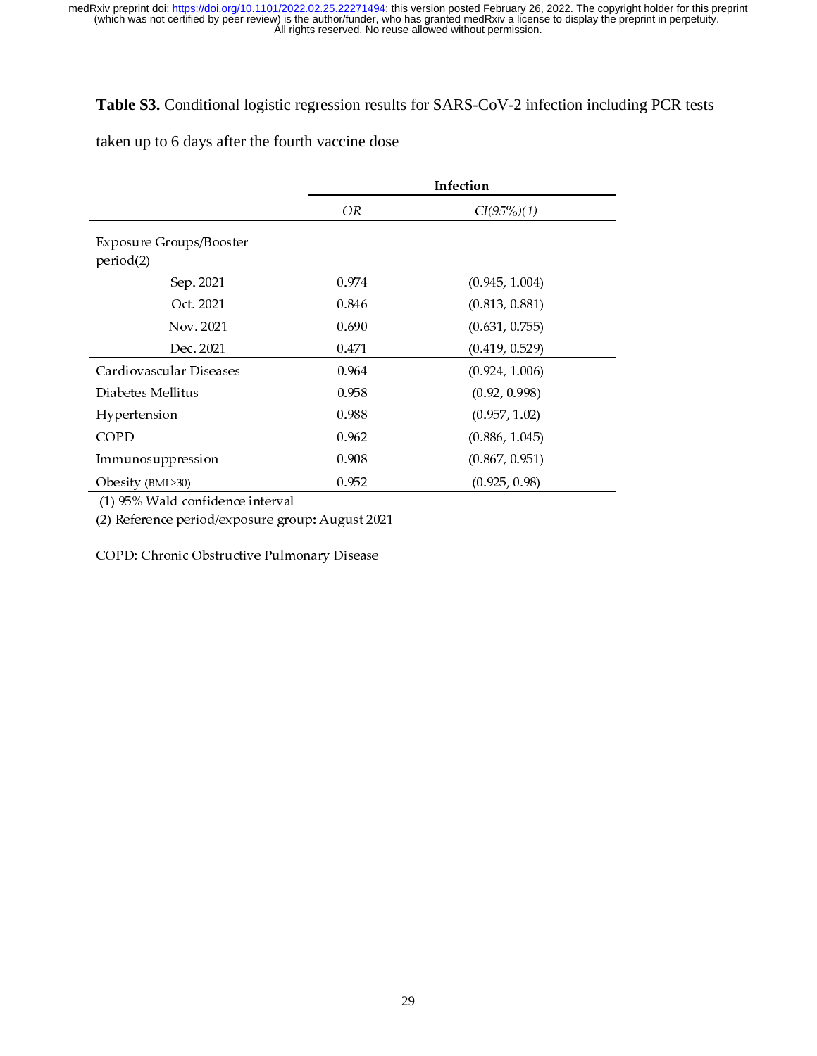**Table S3.** Conditional logistic regression results for SARS-CoV-2 infection including PCR tests taken up to 6 days after the fourth vaccine dose

| | **Infection** | |
|---|---|---|
| | *OR* | *CI(95%)(1)* |
| Exposure Groups/Booster period(2) | | |
| Sep. 2021 | 0.974 | (0.945, 1.004) |
| Oct. 2021 | 0.846 | (0.813, 0.881) |
| Nov. 2021 | 0.690 | (0.631, 0.755) |
| Dec. 2021 | 0.471 | (0.419, 0.529) |
| Cardiovascular Diseases | 0.964 | (0.924, 1.006) |
| Diabetes Mellitus | 0.958 | (0.92, 0.998) |
| Hypertension | 0.988 | (0.957, 1.02) |
| COPD | 0.962 | (0.886, 1.045) |
| Immunosuppression | 0.908 | (0.867, 0.951) |
| Obesity (BMI ≥30) | 0.952 | (0.925, 0.98) |

(1) 95% Wald confidence interval

(2) Reference period/exposure group: August 2021

COPD: Chronic Obstructive Pulmonary Disease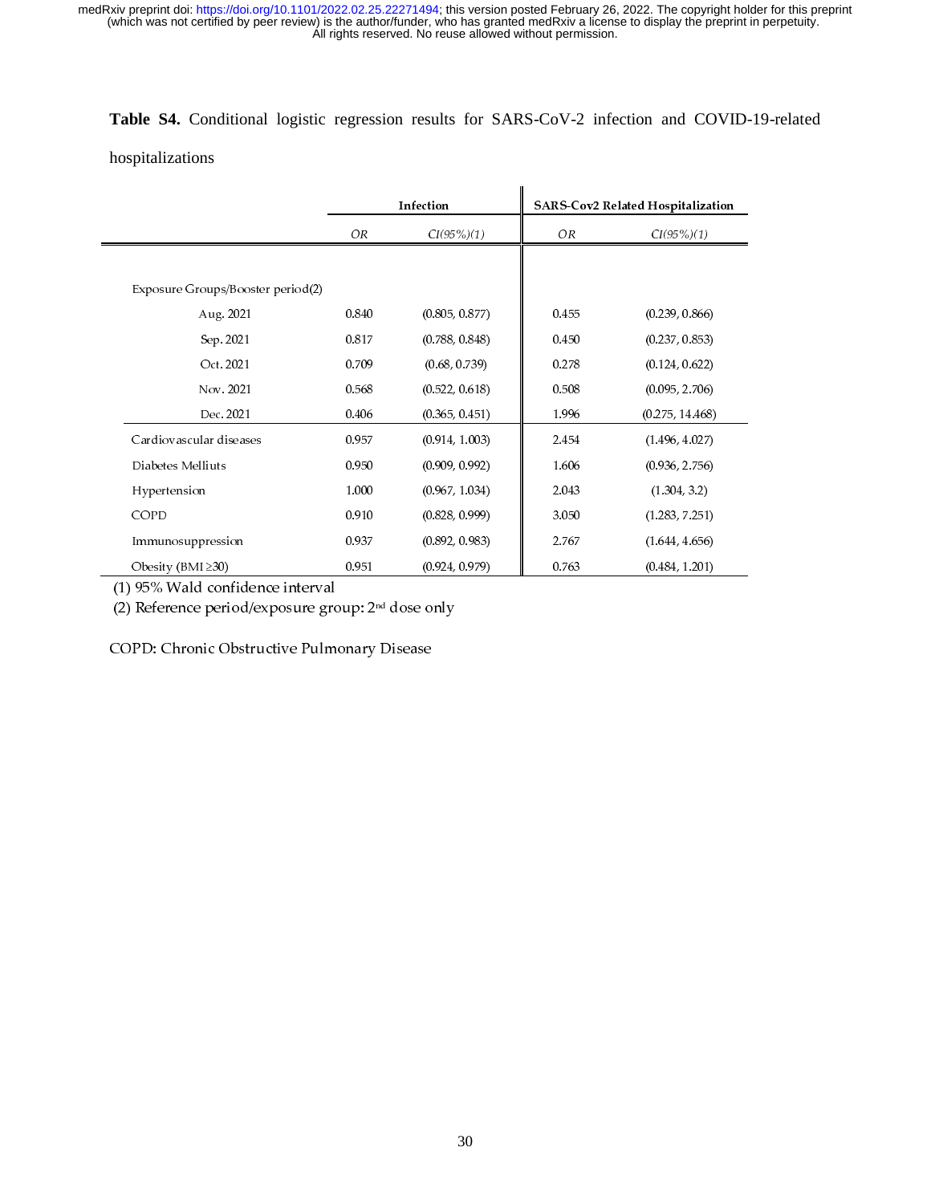**Table S4.** Conditional logistic regression results for SARS-CoV-2 infection and COVID-19-related hospitalizations

| | Infection | | SARS-Cov2 Related Hospitalization | |
|---|---|---|---|---|
| | *OR* | *CI(95%)(1)* | *OR* | *CI(95%)(1)* |
| Exposure Groups/Booster period(2) | | | | |
| Aug. 2021 | 0.840 | (0.805, 0.877) | 0.455 | (0.239, 0.866) |
| Sep. 2021 | 0.817 | (0.788, 0.848) | 0.450 | (0.237, 0.853) |
| Oct. 2021 | 0.709 | (0.68, 0.739) | 0.278 | (0.124, 0.622) |
| Nov. 2021 | 0.568 | (0.522, 0.618) | 0.508 | (0.095, 2.706) |
| Dec. 2021 | 0.406 | (0.365, 0.451) | 1.996 | (0.275, 14.468) |
| Cardiovascular diseases | 0.957 | (0.914, 1.003) | 2.454 | (1.496, 4.027) |
| Diabetes Melliuts | 0.950 | (0.909, 0.992) | 1.606 | (0.936, 2.756) |
| Hypertension | 1.000 | (0.967, 1.034) | 2.043 | (1.304, 3.2) |
| COPD | 0.910 | (0.828, 0.999) | 3.050 | (1.283, 7.251) |
| Immunosuppression | 0.937 | (0.892, 0.983) | 2.767 | (1.644, 4.656) |
| Obesity (BMI ≥30) | 0.951 | (0.924, 0.979) | 0.763 | (0.484, 1.201) |

(1) 95% Wald confidence interval

(2) Reference period/exposure group: 2nd dose only

COPD: Chronic Obstructive Pulmonary Disease